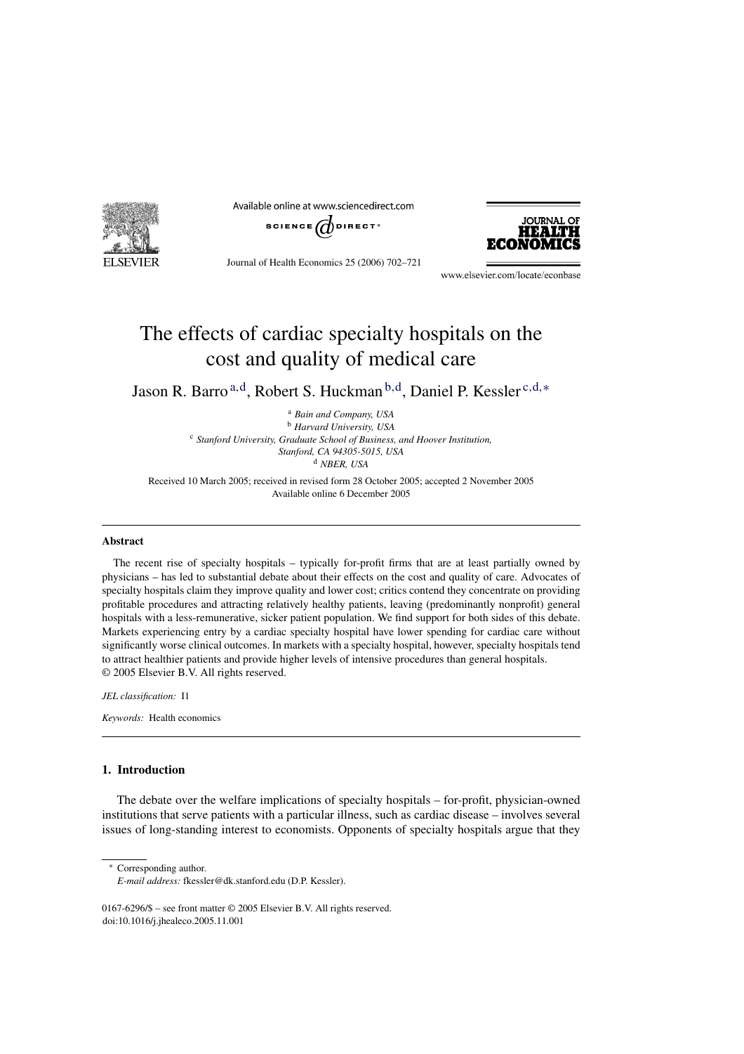# The effects of cardiac specialty hospitals on the cost and quality of medical care

Jason R. Barro[a,d], Robert S. Huckman[b,d], Daniel P. Kessler[c,d,*]

[a] *Bain and Company, USA*
[b] *Harvard University, USA*
[c] *Stanford University, Graduate School of Business, and Hoover Institution, Stanford, CA 94305-5015, USA*
[d] *NBER, USA*

Received 10 March 2005; received in revised form 28 October 2005; accepted 2 November 2005
Available online 6 December 2005

## Abstract

The recent rise of specialty hospitals – typically for-profit firms that are at least partially owned by physicians – has led to substantial debate about their effects on the cost and quality of care. Advocates of specialty hospitals claim they improve quality and lower cost; critics contend they concentrate on providing profitable procedures and attracting relatively healthy patients, leaving (predominantly nonprofit) general hospitals with a less-remunerative, sicker patient population. We find support for both sides of this debate. Markets experiencing entry by a cardiac specialty hospital have lower spending for cardiac care without significantly worse clinical outcomes. In markets with a specialty hospital, however, specialty hospitals tend to attract healthier patients and provide higher levels of intensive procedures than general hospitals.
© 2005 Elsevier B.V. All rights reserved.

*JEL classification:* I1

*Keywords:* Health economics

## 1. Introduction

The debate over the welfare implications of specialty hospitals – for-profit, physician-owned institutions that serve patients with a particular illness, such as cardiac disease – involves several issues of long-standing interest to economists. Opponents of specialty hospitals argue that they

---

* Corresponding author.
*E-mail address:* fkessler@dk.stanford.edu (D.P. Kessler).

0167-6296/$ – see front matter © 2005 Elsevier B.V. All rights reserved.
doi:10.1016/j.jhealeco.2005.11.001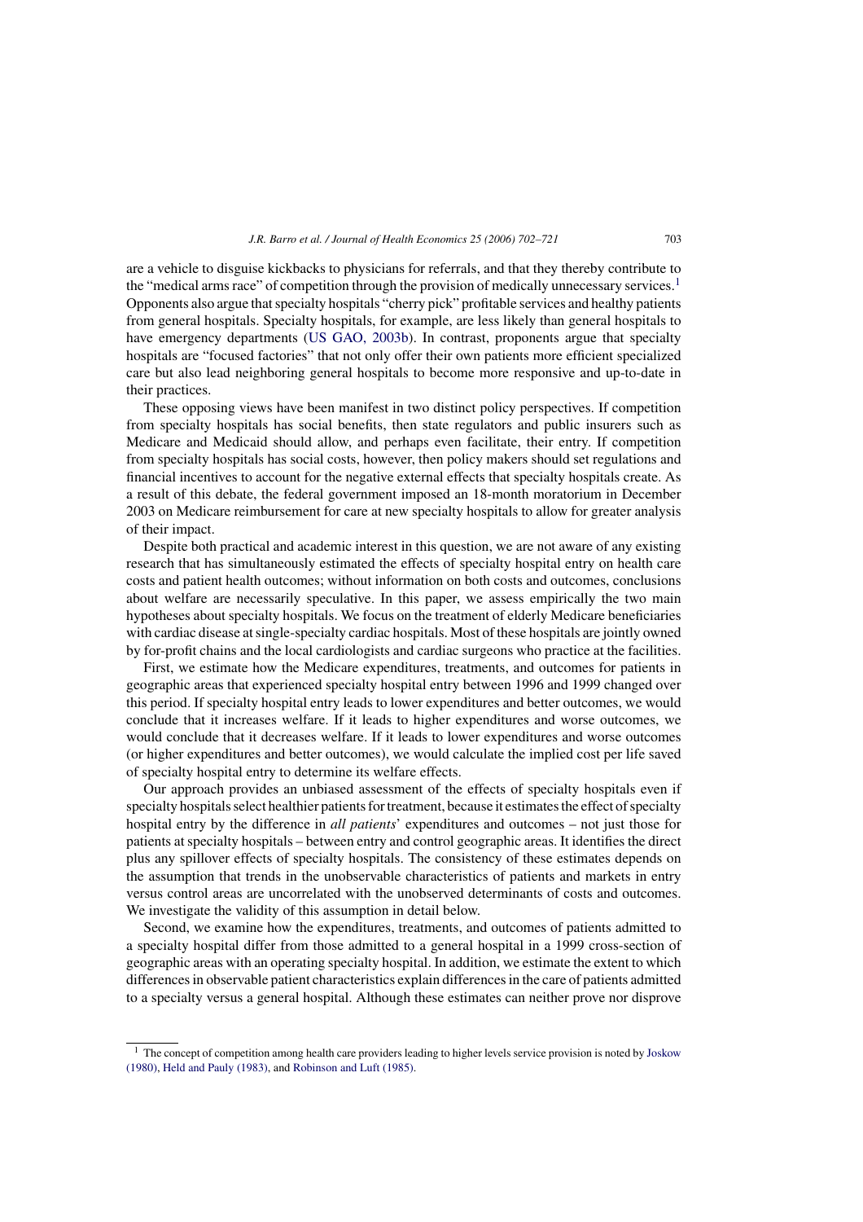are a vehicle to disguise kickbacks to physicians for referrals, and that they thereby contribute to the "medical arms race" of competition through the provision of medically unnecessary services.[1] Opponents also argue that specialty hospitals "cherry pick" profitable services and healthy patients from general hospitals. Specialty hospitals, for example, are less likely than general hospitals to have emergency departments (US GAO, 2003b). In contrast, proponents argue that specialty hospitals are "focused factories" that not only offer their own patients more efficient specialized care but also lead neighboring general hospitals to become more responsive and up-to-date in their practices.

These opposing views have been manifest in two distinct policy perspectives. If competition from specialty hospitals has social benefits, then state regulators and public insurers such as Medicare and Medicaid should allow, and perhaps even facilitate, their entry. If competition from specialty hospitals has social costs, however, then policy makers should set regulations and financial incentives to account for the negative external effects that specialty hospitals create. As a result of this debate, the federal government imposed an 18-month moratorium in December 2003 on Medicare reimbursement for care at new specialty hospitals to allow for greater analysis of their impact.

Despite both practical and academic interest in this question, we are not aware of any existing research that has simultaneously estimated the effects of specialty hospital entry on health care costs and patient health outcomes; without information on both costs and outcomes, conclusions about welfare are necessarily speculative. In this paper, we assess empirically the two main hypotheses about specialty hospitals. We focus on the treatment of elderly Medicare beneficiaries with cardiac disease at single-specialty cardiac hospitals. Most of these hospitals are jointly owned by for-profit chains and the local cardiologists and cardiac surgeons who practice at the facilities.

First, we estimate how the Medicare expenditures, treatments, and outcomes for patients in geographic areas that experienced specialty hospital entry between 1996 and 1999 changed over this period. If specialty hospital entry leads to lower expenditures and better outcomes, we would conclude that it increases welfare. If it leads to higher expenditures and worse outcomes, we would conclude that it decreases welfare. If it leads to lower expenditures and worse outcomes (or higher expenditures and better outcomes), we would calculate the implied cost per life saved of specialty hospital entry to determine its welfare effects.

Our approach provides an unbiased assessment of the effects of specialty hospitals even if specialty hospitals select healthier patients for treatment, because it estimates the effect of specialty hospital entry by the difference in *all patients*' expenditures and outcomes – not just those for patients at specialty hospitals – between entry and control geographic areas. It identifies the direct plus any spillover effects of specialty hospitals. The consistency of these estimates depends on the assumption that trends in the unobservable characteristics of patients and markets in entry versus control areas are uncorrelated with the unobserved determinants of costs and outcomes. We investigate the validity of this assumption in detail below.

Second, we examine how the expenditures, treatments, and outcomes of patients admitted to a specialty hospital differ from those admitted to a general hospital in a 1999 cross-section of geographic areas with an operating specialty hospital. In addition, we estimate the extent to which differences in observable patient characteristics explain differences in the care of patients admitted to a specialty versus a general hospital. Although these estimates can neither prove nor disprove

[1] The concept of competition among health care providers leading to higher levels service provision is noted by Joskow (1980), Held and Pauly (1983), and Robinson and Luft (1985).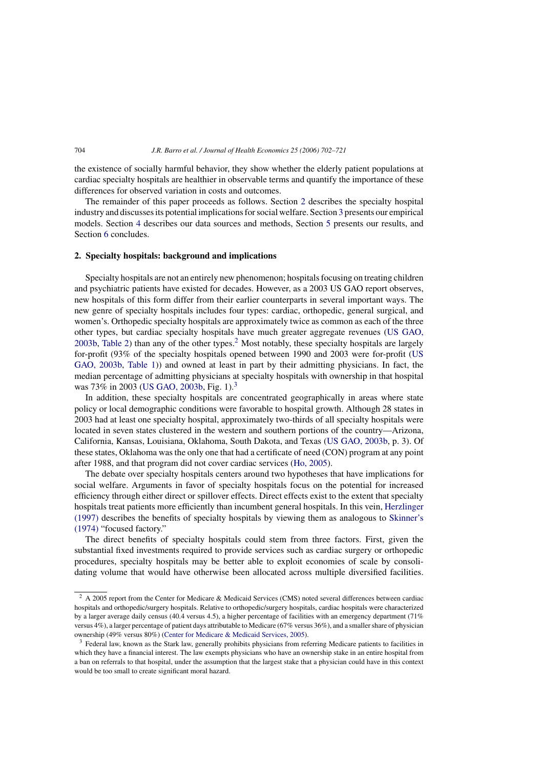the existence of socially harmful behavior, they show whether the elderly patient populations at cardiac specialty hospitals are healthier in observable terms and quantify the importance of these differences for observed variation in costs and outcomes.

The remainder of this paper proceeds as follows. Section 2 describes the specialty hospital industry and discusses its potential implications for social welfare. Section 3 presents our empirical models. Section 4 describes our data sources and methods, Section 5 presents our results, and Section 6 concludes.

## 2. Specialty hospitals: background and implications

Specialty hospitals are not an entirely new phenomenon; hospitals focusing on treating children and psychiatric patients have existed for decades. However, as a 2003 US GAO report observes, new hospitals of this form differ from their earlier counterparts in several important ways. The new genre of specialty hospitals includes four types: cardiac, orthopedic, general surgical, and women's. Orthopedic specialty hospitals are approximately twice as common as each of the three other types, but cardiac specialty hospitals have much greater aggregate revenues (US GAO, 2003b, Table 2) than any of the other types.[2] Most notably, these specialty hospitals are largely for-profit (93% of the specialty hospitals opened between 1990 and 2003 were for-profit (US GAO, 2003b, Table 1)) and owned at least in part by their admitting physicians. In fact, the median percentage of admitting physicians at specialty hospitals with ownership in that hospital was 73% in 2003 (US GAO, 2003b, Fig. 1).[3]

In addition, these specialty hospitals are concentrated geographically in areas where state policy or local demographic conditions were favorable to hospital growth. Although 28 states in 2003 had at least one specialty hospital, approximately two-thirds of all specialty hospitals were located in seven states clustered in the western and southern portions of the country—Arizona, California, Kansas, Louisiana, Oklahoma, South Dakota, and Texas (US GAO, 2003b, p. 3). Of these states, Oklahoma was the only one that had a certificate of need (CON) program at any point after 1988, and that program did not cover cardiac services (Ho, 2005).

The debate over specialty hospitals centers around two hypotheses that have implications for social welfare. Arguments in favor of specialty hospitals focus on the potential for increased efficiency through either direct or spillover effects. Direct effects exist to the extent that specialty hospitals treat patients more efficiently than incumbent general hospitals. In this vein, Herzlinger (1997) describes the benefits of specialty hospitals by viewing them as analogous to Skinner's (1974) "focused factory."

The direct benefits of specialty hospitals could stem from three factors. First, given the substantial fixed investments required to provide services such as cardiac surgery or orthopedic procedures, specialty hospitals may be better able to exploit economies of scale by consolidating volume that would have otherwise been allocated across multiple diversified facilities.

[2] A 2005 report from the Center for Medicare & Medicaid Services (CMS) noted several differences between cardiac hospitals and orthopedic/surgery hospitals. Relative to orthopedic/surgery hospitals, cardiac hospitals were characterized by a larger average daily census (40.4 versus 4.5), a higher percentage of facilities with an emergency department (71% versus 4%), a larger percentage of patient days attributable to Medicare (67% versus 36%), and a smaller share of physician ownership (49% versus 80%) (Center for Medicare & Medicaid Services, 2005).

[3] Federal law, known as the Stark law, generally prohibits physicians from referring Medicare patients to facilities in which they have a financial interest. The law exempts physicians who have an ownership stake in an entire hospital from a ban on referrals to that hospital, under the assumption that the largest stake that a physician could have in this context would be too small to create significant moral hazard.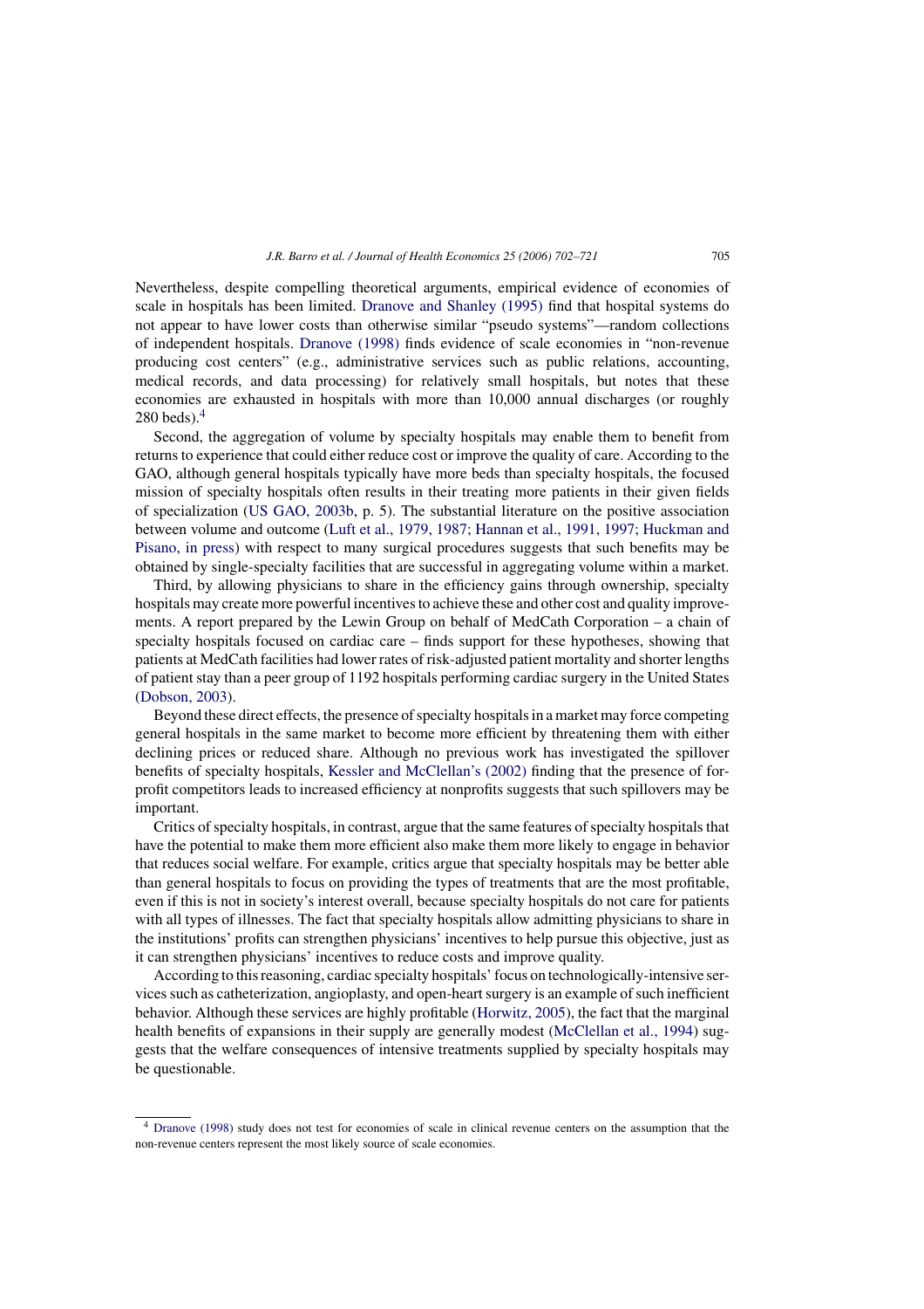Nevertheless, despite compelling theoretical arguments, empirical evidence of economies of scale in hospitals has been limited. Dranove and Shanley (1995) find that hospital systems do not appear to have lower costs than otherwise similar "pseudo systems"—random collections of independent hospitals. Dranove (1998) finds evidence of scale economies in "non-revenue producing cost centers" (e.g., administrative services such as public relations, accounting, medical records, and data processing) for relatively small hospitals, but notes that these economies are exhausted in hospitals with more than 10,000 annual discharges (or roughly 280 beds).[4]

Second, the aggregation of volume by specialty hospitals may enable them to benefit from returns to experience that could either reduce cost or improve the quality of care. According to the GAO, although general hospitals typically have more beds than specialty hospitals, the focused mission of specialty hospitals often results in their treating more patients in their given fields of specialization (US GAO, 2003b, p. 5). The substantial literature on the positive association between volume and outcome (Luft et al., 1979, 1987; Hannan et al., 1991, 1997; Huckman and Pisano, in press) with respect to many surgical procedures suggests that such benefits may be obtained by single-specialty facilities that are successful in aggregating volume within a market.

Third, by allowing physicians to share in the efficiency gains through ownership, specialty hospitals may create more powerful incentives to achieve these and other cost and quality improvements. A report prepared by the Lewin Group on behalf of MedCath Corporation – a chain of specialty hospitals focused on cardiac care – finds support for these hypotheses, showing that patients at MedCath facilities had lower rates of risk-adjusted patient mortality and shorter lengths of patient stay than a peer group of 1192 hospitals performing cardiac surgery in the United States (Dobson, 2003).

Beyond these direct effects, the presence of specialty hospitals in a market may force competing general hospitals in the same market to become more efficient by threatening them with either declining prices or reduced share. Although no previous work has investigated the spillover benefits of specialty hospitals, Kessler and McClellan's (2002) finding that the presence of for-profit competitors leads to increased efficiency at nonprofits suggests that such spillovers may be important.

Critics of specialty hospitals, in contrast, argue that the same features of specialty hospitals that have the potential to make them more efficient also make them more likely to engage in behavior that reduces social welfare. For example, critics argue that specialty hospitals may be better able than general hospitals to focus on providing the types of treatments that are the most profitable, even if this is not in society's interest overall, because specialty hospitals do not care for patients with all types of illnesses. The fact that specialty hospitals allow admitting physicians to share in the institutions' profits can strengthen physicians' incentives to help pursue this objective, just as it can strengthen physicians' incentives to reduce costs and improve quality.

According to this reasoning, cardiac specialty hospitals' focus on technologically-intensive services such as catheterization, angioplasty, and open-heart surgery is an example of such inefficient behavior. Although these services are highly profitable (Horwitz, 2005), the fact that the marginal health benefits of expansions in their supply are generally modest (McClellan et al., 1994) suggests that the welfare consequences of intensive treatments supplied by specialty hospitals may be questionable.

[4] Dranove (1998) study does not test for economies of scale in clinical revenue centers on the assumption that the non-revenue centers represent the most likely source of scale economies.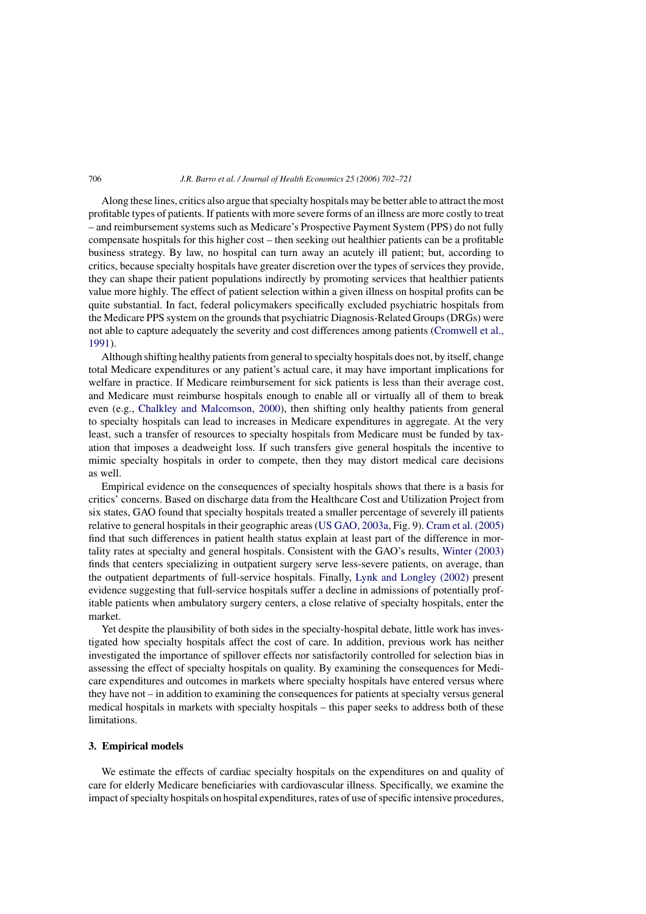Along these lines, critics also argue that specialty hospitals may be better able to attract the most profitable types of patients. If patients with more severe forms of an illness are more costly to treat – and reimbursement systems such as Medicare's Prospective Payment System (PPS) do not fully compensate hospitals for this higher cost – then seeking out healthier patients can be a profitable business strategy. By law, no hospital can turn away an acutely ill patient; but, according to critics, because specialty hospitals have greater discretion over the types of services they provide, they can shape their patient populations indirectly by promoting services that healthier patients value more highly. The effect of patient selection within a given illness on hospital profits can be quite substantial. In fact, federal policymakers specifically excluded psychiatric hospitals from the Medicare PPS system on the grounds that psychiatric Diagnosis-Related Groups (DRGs) were not able to capture adequately the severity and cost differences among patients (Cromwell et al., 1991).

Although shifting healthy patients from general to specialty hospitals does not, by itself, change total Medicare expenditures or any patient's actual care, it may have important implications for welfare in practice. If Medicare reimbursement for sick patients is less than their average cost, and Medicare must reimburse hospitals enough to enable all or virtually all of them to break even (e.g., Chalkley and Malcomson, 2000), then shifting only healthy patients from general to specialty hospitals can lead to increases in Medicare expenditures in aggregate. At the very least, such a transfer of resources to specialty hospitals from Medicare must be funded by taxation that imposes a deadweight loss. If such transfers give general hospitals the incentive to mimic specialty hospitals in order to compete, then they may distort medical care decisions as well.

Empirical evidence on the consequences of specialty hospitals shows that there is a basis for critics' concerns. Based on discharge data from the Healthcare Cost and Utilization Project from six states, GAO found that specialty hospitals treated a smaller percentage of severely ill patients relative to general hospitals in their geographic areas (US GAO, 2003a, Fig. 9). Cram et al. (2005) find that such differences in patient health status explain at least part of the difference in mortality rates at specialty and general hospitals. Consistent with the GAO's results, Winter (2003) finds that centers specializing in outpatient surgery serve less-severe patients, on average, than the outpatient departments of full-service hospitals. Finally, Lynk and Longley (2002) present evidence suggesting that full-service hospitals suffer a decline in admissions of potentially profitable patients when ambulatory surgery centers, a close relative of specialty hospitals, enter the market.

Yet despite the plausibility of both sides in the specialty-hospital debate, little work has investigated how specialty hospitals affect the cost of care. In addition, previous work has neither investigated the importance of spillover effects nor satisfactorily controlled for selection bias in assessing the effect of specialty hospitals on quality. By examining the consequences for Medicare expenditures and outcomes in markets where specialty hospitals have entered versus where they have not – in addition to examining the consequences for patients at specialty versus general medical hospitals in markets with specialty hospitals – this paper seeks to address both of these limitations.

## 3. Empirical models

We estimate the effects of cardiac specialty hospitals on the expenditures on and quality of care for elderly Medicare beneficiaries with cardiovascular illness. Specifically, we examine the impact of specialty hospitals on hospital expenditures, rates of use of specific intensive procedures,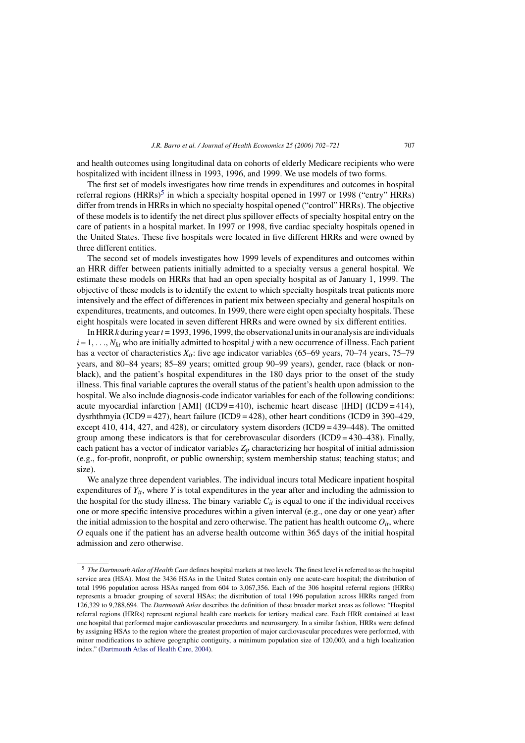and health outcomes using longitudinal data on cohorts of elderly Medicare recipients who were hospitalized with incident illness in 1993, 1996, and 1999. We use models of two forms.

The first set of models investigates how time trends in expenditures and outcomes in hospital referral regions (HRRs)[5] in which a specialty hospital opened in 1997 or 1998 ("entry" HRRs) differ from trends in HRRs in which no specialty hospital opened ("control" HRRs). The objective of these models is to identify the net direct plus spillover effects of specialty hospital entry on the care of patients in a hospital market. In 1997 or 1998, five cardiac specialty hospitals opened in the United States. These five hospitals were located in five different HRRs and were owned by three different entities.

The second set of models investigates how 1999 levels of expenditures and outcomes within an HRR differ between patients initially admitted to a specialty versus a general hospital. We estimate these models on HRRs that had an open specialty hospital as of January 1, 1999. The objective of these models is to identify the extent to which specialty hospitals treat patients more intensively and the effect of differences in patient mix between specialty and general hospitals on expenditures, treatments, and outcomes. In 1999, there were eight open specialty hospitals. These eight hospitals were located in seven different HRRs and were owned by six different entities.

In HRR $k$ during year $t$ = 1993, 1996, 1999, the observational units in our analysis are individuals $i = 1, \ldots, N_{kt}$ who are initially admitted to hospital $j$ with a new occurrence of illness. Each patient has a vector of characteristics $X_{it}$: five age indicator variables (65–69 years, 70–74 years, 75–79 years, and 80–84 years; 85–89 years; omitted group 90–99 years), gender, race (black or non-black), and the patient's hospital expenditures in the 180 days prior to the onset of the study illness. This final variable captures the overall status of the patient's health upon admission to the hospital. We also include diagnosis-code indicator variables for each of the following conditions: acute myocardial infarction [AMI] (ICD9 = 410), ischemic heart disease [IHD] (ICD9 = 414), dysrhthmyia (ICD9 = 427), heart failure (ICD9 = 428), other heart conditions (ICD9 in 390–429, except 410, 414, 427, and 428), or circulatory system disorders (ICD9 = 439–448). The omitted group among these indicators is that for cerebrovascular disorders (ICD9 = 430–438). Finally, each patient has a vector of indicator variables $Z_{jt}$ characterizing her hospital of initial admission (e.g., for-profit, nonprofit, or public ownership; system membership status; teaching status; and size).

We analyze three dependent variables. The individual incurs total Medicare inpatient hospital expenditures of $Y_{it}$, where $Y$ is total expenditures in the year after and including the admission to the hospital for the study illness. The binary variable $C_{it}$ is equal to one if the individual receives one or more specific intensive procedures within a given interval (e.g., one day or one year) after the initial admission to the hospital and zero otherwise. The patient has health outcome $O_{it}$, where $O$ equals one if the patient has an adverse health outcome within 365 days of the initial hospital admission and zero otherwise.

---

[5] *The Dartmouth Atlas of Health Care* defines hospital markets at two levels. The finest level is referred to as the hospital service area (HSA). Most the 3436 HSAs in the United States contain only one acute-care hospital; the distribution of total 1996 population across HSAs ranged from 604 to 3,067,356. Each of the 306 hospital referral regions (HRRs) represents a broader grouping of several HSAs; the distribution of total 1996 population across HRRs ranged from 126,329 to 9,288,694. The *Dartmouth Atlas* describes the definition of these broader market areas as follows: "Hospital referral regions (HRRs) represent regional health care markets for tertiary medical care. Each HRR contained at least one hospital that performed major cardiovascular procedures and neurosurgery. In a similar fashion, HRRs were defined by assigning HSAs to the region where the greatest proportion of major cardiovascular procedures were performed, with minor modifications to achieve geographic contiguity, a minimum population size of 120,000, and a high localization index." (Dartmouth Atlas of Health Care, 2004).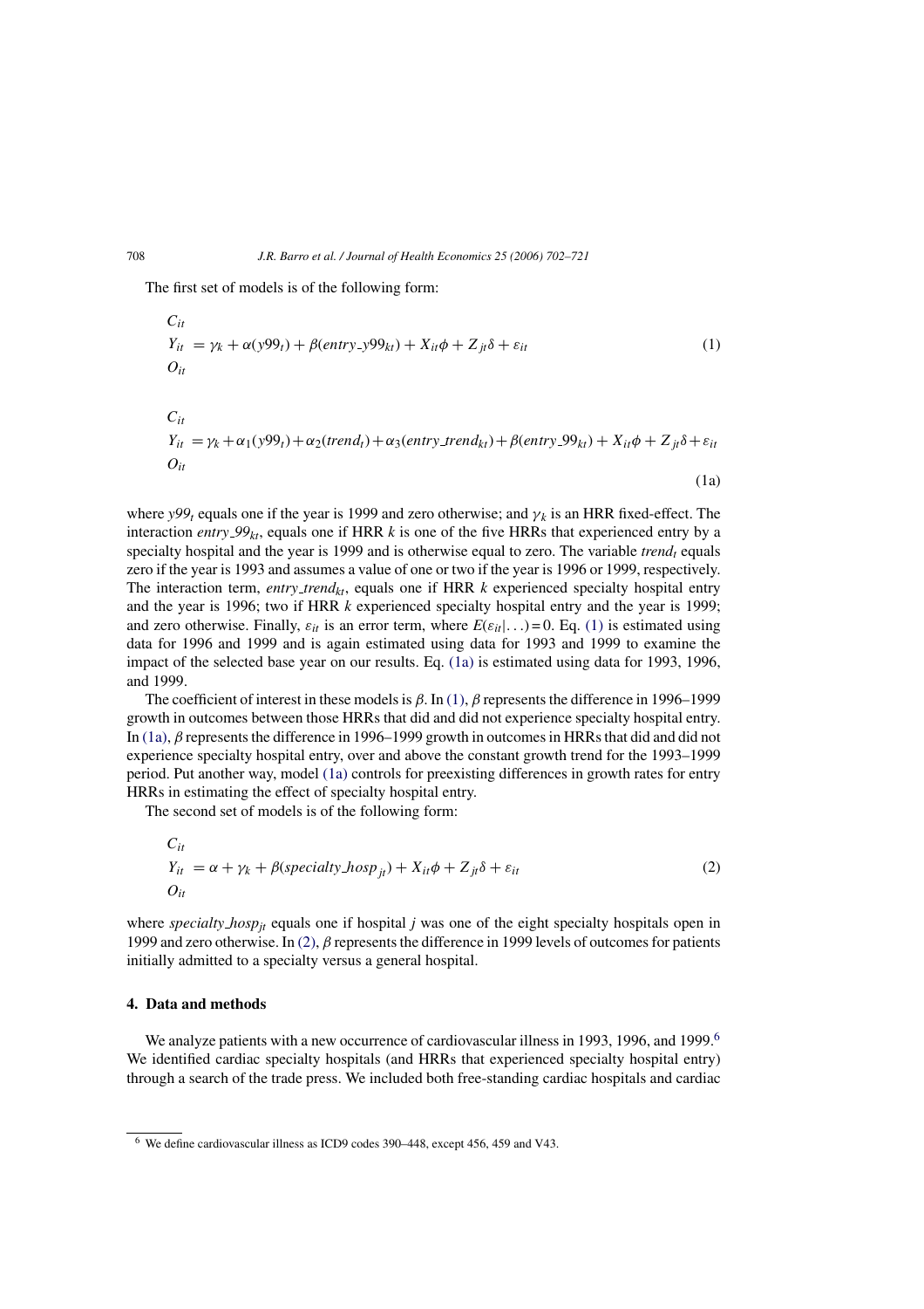The first set of models is of the following form:

$$\begin{matrix} C_{it} \\ Y_{it} \\ O_{it} \end{matrix} = \gamma_k + \alpha(y99_t) + \beta(entry\_y99_{kt}) + X_{it}\phi + Z_{jt}\delta + \varepsilon_{it} \tag{1}$$

$$\begin{matrix} C_{it} \\ Y_{it} \\ O_{it} \end{matrix} = \gamma_k + \alpha_1(y99_t) + \alpha_2(trend_t) + \alpha_3(entry\_trend_{kt}) + \beta(entry\_99_{kt}) + X_{it}\phi + Z_{jt}\delta + \varepsilon_{it} \tag{1a}$$

where $y99_t$ equals one if the year is 1999 and zero otherwise; and $\gamma_k$ is an HRR fixed-effect. The interaction $entry\_99_{kt}$, equals one if HRR $k$ is one of the five HRRs that experienced entry by a specialty hospital and the year is 1999 and is otherwise equal to zero. The variable $trend_t$ equals zero if the year is 1993 and assumes a value of one or two if the year is 1996 or 1999, respectively. The interaction term, $entry\_trend_{kt}$, equals one if HRR $k$ experienced specialty hospital entry and the year is 1996; two if HRR $k$ experienced specialty hospital entry and the year is 1999; and zero otherwise. Finally, $\varepsilon_{it}$ is an error term, where $E(\varepsilon_{it}|\ldots) = 0$. Eq. (1) is estimated using data for 1996 and 1999 and is again estimated using data for 1993 and 1999 to examine the impact of the selected base year on our results. Eq. (1a) is estimated using data for 1993, 1996, and 1999.

The coefficient of interest in these models is $\beta$. In (1), $\beta$ represents the difference in 1996–1999 growth in outcomes between those HRRs that did and did not experience specialty hospital entry. In (1a), $\beta$ represents the difference in 1996–1999 growth in outcomes in HRRs that did and did not experience specialty hospital entry, over and above the constant growth trend for the 1993–1999 period. Put another way, model (1a) controls for preexisting differences in growth rates for entry HRRs in estimating the effect of specialty hospital entry.

The second set of models is of the following form:

$$\begin{matrix} C_{it} \\ Y_{it} \\ O_{it} \end{matrix} = \alpha + \gamma_k + \beta(specialty\_hosp_{jt}) + X_{it}\phi + Z_{jt}\delta + \varepsilon_{it} \tag{2}$$

where $specialty\_hosp_{jt}$ equals one if hospital $j$ was one of the eight specialty hospitals open in 1999 and zero otherwise. In (2), $\beta$ represents the difference in 1999 levels of outcomes for patients initially admitted to a specialty versus a general hospital.

## 4. Data and methods

We analyze patients with a new occurrence of cardiovascular illness in 1993, 1996, and 1999.[6] We identified cardiac specialty hospitals (and HRRs that experienced specialty hospital entry) through a search of the trade press. We included both free-standing cardiac hospitals and cardiac

[6] We define cardiovascular illness as ICD9 codes 390–448, except 456, 459 and V43.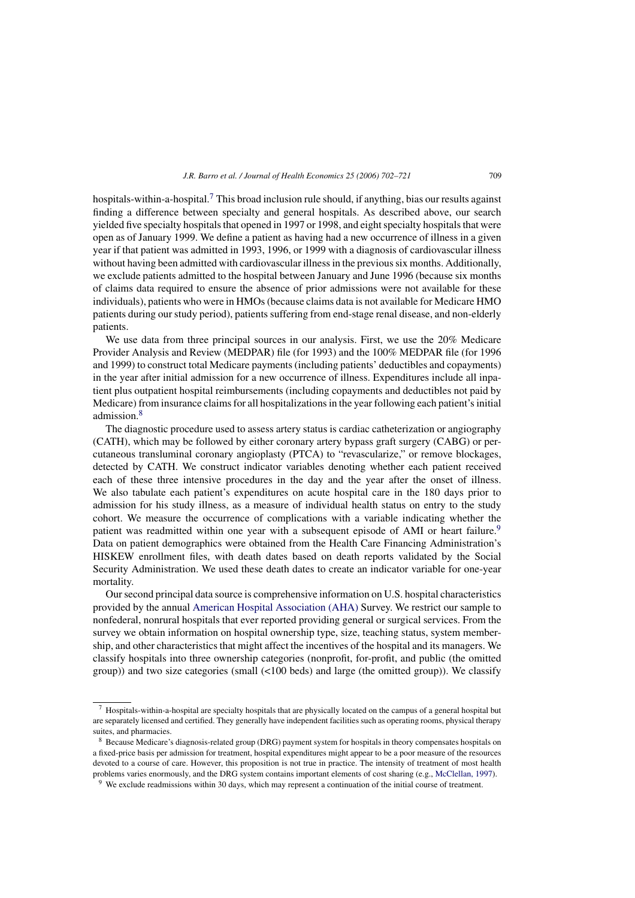hospitals-within-a-hospital.[7] This broad inclusion rule should, if anything, bias our results against finding a difference between specialty and general hospitals. As described above, our search yielded five specialty hospitals that opened in 1997 or 1998, and eight specialty hospitals that were open as of January 1999. We define a patient as having had a new occurrence of illness in a given year if that patient was admitted in 1993, 1996, or 1999 with a diagnosis of cardiovascular illness without having been admitted with cardiovascular illness in the previous six months. Additionally, we exclude patients admitted to the hospital between January and June 1996 (because six months of claims data required to ensure the absence of prior admissions were not available for these individuals), patients who were in HMOs (because claims data is not available for Medicare HMO patients during our study period), patients suffering from end-stage renal disease, and non-elderly patients.

We use data from three principal sources in our analysis. First, we use the 20% Medicare Provider Analysis and Review (MEDPAR) file (for 1993) and the 100% MEDPAR file (for 1996 and 1999) to construct total Medicare payments (including patients' deductibles and copayments) in the year after initial admission for a new occurrence of illness. Expenditures include all inpatient plus outpatient hospital reimbursements (including copayments and deductibles not paid by Medicare) from insurance claims for all hospitalizations in the year following each patient's initial admission.[8]

The diagnostic procedure used to assess artery status is cardiac catheterization or angiography (CATH), which may be followed by either coronary artery bypass graft surgery (CABG) or percutaneous transluminal coronary angioplasty (PTCA) to "revascularize," or remove blockages, detected by CATH. We construct indicator variables denoting whether each patient received each of these three intensive procedures in the day and the year after the onset of illness. We also tabulate each patient's expenditures on acute hospital care in the 180 days prior to admission for his study illness, as a measure of individual health status on entry to the study cohort. We measure the occurrence of complications with a variable indicating whether the patient was readmitted within one year with a subsequent episode of AMI or heart failure.[9] Data on patient demographics were obtained from the Health Care Financing Administration's HISKEW enrollment files, with death dates based on death reports validated by the Social Security Administration. We used these death dates to create an indicator variable for one-year mortality.

Our second principal data source is comprehensive information on U.S. hospital characteristics provided by the annual American Hospital Association (AHA) Survey. We restrict our sample to nonfederal, nonrural hospitals that ever reported providing general or surgical services. From the survey we obtain information on hospital ownership type, size, teaching status, system membership, and other characteristics that might affect the incentives of the hospital and its managers. We classify hospitals into three ownership categories (nonprofit, for-profit, and public (the omitted group)) and two size categories (small (<100 beds) and large (the omitted group)). We classify

[7] Hospitals-within-a-hospital are specialty hospitals that are physically located on the campus of a general hospital but are separately licensed and certified. They generally have independent facilities such as operating rooms, physical therapy suites, and pharmacies.

[8] Because Medicare's diagnosis-related group (DRG) payment system for hospitals in theory compensates hospitals on a fixed-price basis per admission for treatment, hospital expenditures might appear to be a poor measure of the resources devoted to a course of care. However, this proposition is not true in practice. The intensity of treatment of most health problems varies enormously, and the DRG system contains important elements of cost sharing (e.g., McClellan, 1997).

[9] We exclude readmissions within 30 days, which may represent a continuation of the initial course of treatment.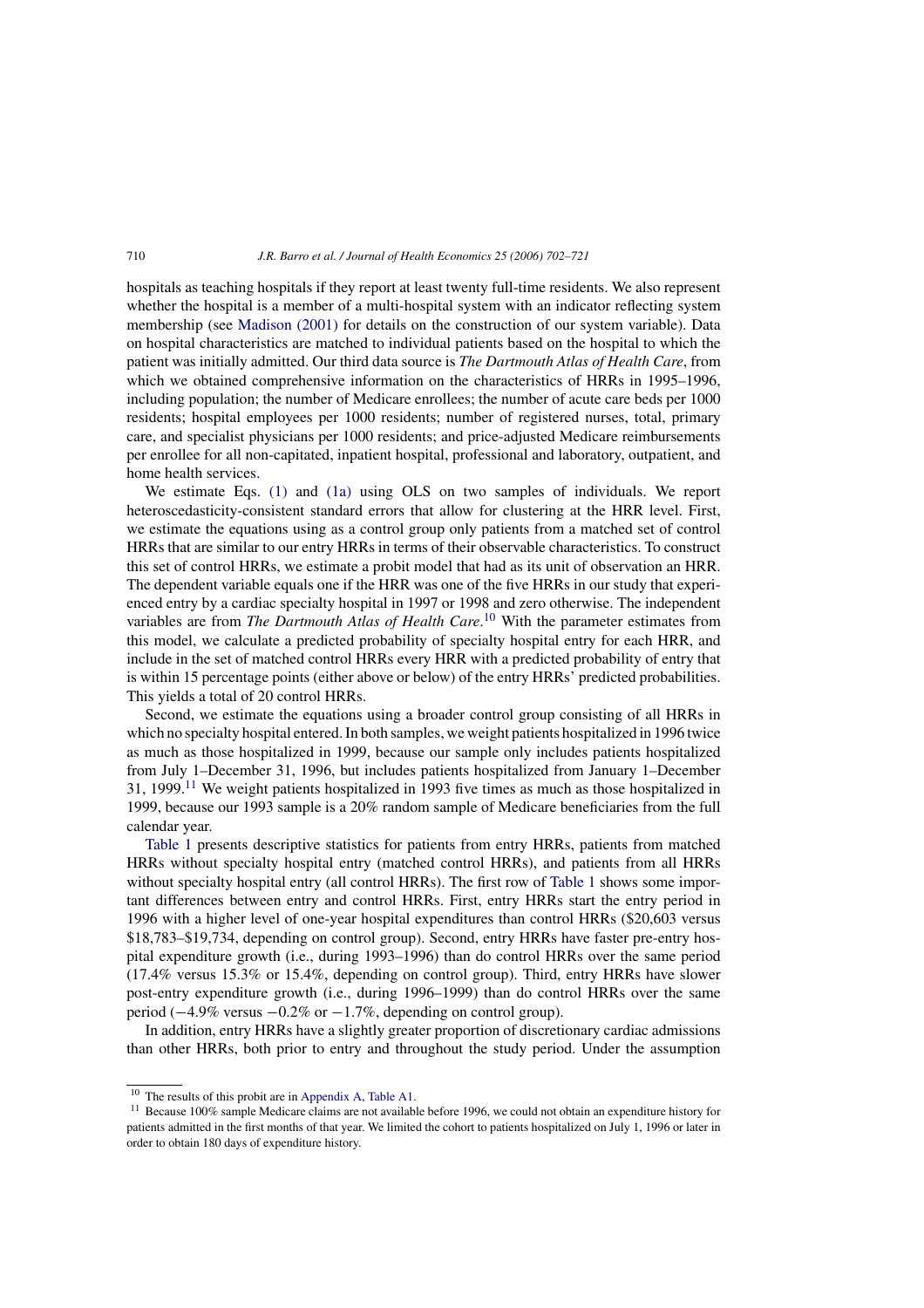hospitals as teaching hospitals if they report at least twenty full-time residents. We also represent whether the hospital is a member of a multi-hospital system with an indicator reflecting system membership (see Madison (2001) for details on the construction of our system variable). Data on hospital characteristics are matched to individual patients based on the hospital to which the patient was initially admitted. Our third data source is *The Dartmouth Atlas of Health Care*, from which we obtained comprehensive information on the characteristics of HRRs in 1995–1996, including population; the number of Medicare enrollees; the number of acute care beds per 1000 residents; hospital employees per 1000 residents; number of registered nurses, total, primary care, and specialist physicians per 1000 residents; and price-adjusted Medicare reimbursements per enrollee for all non-capitated, inpatient hospital, professional and laboratory, outpatient, and home health services.

We estimate Eqs. (1) and (1a) using OLS on two samples of individuals. We report heteroscedasticity-consistent standard errors that allow for clustering at the HRR level. First, we estimate the equations using as a control group only patients from a matched set of control HRRs that are similar to our entry HRRs in terms of their observable characteristics. To construct this set of control HRRs, we estimate a probit model that had as its unit of observation an HRR. The dependent variable equals one if the HRR was one of the five HRRs in our study that experienced entry by a cardiac specialty hospital in 1997 or 1998 and zero otherwise. The independent variables are from *The Dartmouth Atlas of Health Care*.[10] With the parameter estimates from this model, we calculate a predicted probability of specialty hospital entry for each HRR, and include in the set of matched control HRRs every HRR with a predicted probability of entry that is within 15 percentage points (either above or below) of the entry HRRs' predicted probabilities. This yields a total of 20 control HRRs.

Second, we estimate the equations using a broader control group consisting of all HRRs in which no specialty hospital entered. In both samples, we weight patients hospitalized in 1996 twice as much as those hospitalized in 1999, because our sample only includes patients hospitalized from July 1–December 31, 1996, but includes patients hospitalized from January 1–December 31, 1999.[11] We weight patients hospitalized in 1993 five times as much as those hospitalized in 1999, because our 1993 sample is a 20% random sample of Medicare beneficiaries from the full calendar year.

Table 1 presents descriptive statistics for patients from entry HRRs, patients from matched HRRs without specialty hospital entry (matched control HRRs), and patients from all HRRs without specialty hospital entry (all control HRRs). The first row of Table 1 shows some important differences between entry and control HRRs. First, entry HRRs start the entry period in 1996 with a higher level of one-year hospital expenditures than control HRRs (\$20,603 versus \$18,783–\$19,734, depending on control group). Second, entry HRRs have faster pre-entry hospital expenditure growth (i.e., during 1993–1996) than do control HRRs over the same period (17.4% versus 15.3% or 15.4%, depending on control group). Third, entry HRRs have slower post-entry expenditure growth (i.e., during 1996–1999) than do control HRRs over the same period (−4.9% versus −0.2% or −1.7%, depending on control group).

In addition, entry HRRs have a slightly greater proportion of discretionary cardiac admissions than other HRRs, both prior to entry and throughout the study period. Under the assumption

[10] The results of this probit are in Appendix A, Table A1.

[11] Because 100% sample Medicare claims are not available before 1996, we could not obtain an expenditure history for patients admitted in the first months of that year. We limited the cohort to patients hospitalized on July 1, 1996 or later in order to obtain 180 days of expenditure history.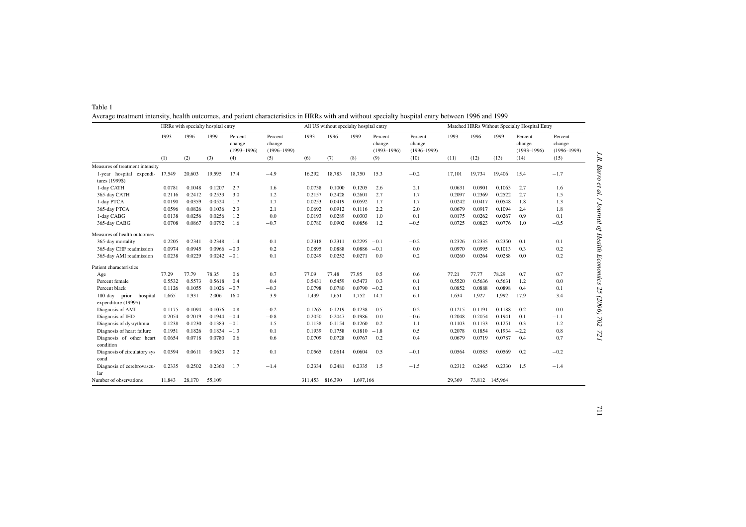Table 1
Average treatment intensity, health outcomes, and patient characteristics in HRRs with and without specialty hospital entry between 1996 and 1999

| | HRRs with specialty hospital entry | | | | | All US without specialty hospital entry | | | | | Matched HRRs Without Specialty Hospital Entry | | | | |
|---|---|---|---|---|---|---|---|---|---|---|---|---|---|---|---|
| | 1993 | 1996 | 1999 | Percent change (1993–1996) | Percent change (1996–1999) | 1993 | 1996 | 1999 | Percent change (1993–1996) | Percent change (1996–1999) | 1993 | 1996 | 1999 | Percent change (1993–1996) | Percent change (1996–1999) |
| | (1) | (2) | (3) | (4) | (5) | (6) | (7) | (8) | (9) | (10) | (11) | (12) | (13) | (14) | (15) |
| Measures of treatment intensity | | | | | | | | | | | | | | | |
| 1-year hospital expenditures (1999$) | 17,549 | 20,603 | 19,595 | 17.4 | −4.9 | 16,292 | 18,783 | 18,750 | 15.3 | −0.2 | 17,101 | 19,734 | 19,406 | 15.4 | −1.7 |
| 1-day CATH | 0.0781 | 0.1048 | 0.1207 | 2.7 | 1.6 | 0.0738 | 0.1000 | 0.1205 | 2.6 | 2.1 | 0.0631 | 0.0901 | 0.1063 | 2.7 | 1.6 |
| 365-day CATH | 0.2116 | 0.2412 | 0.2533 | 3.0 | 1.2 | 0.2157 | 0.2428 | 0.2601 | 2.7 | 1.7 | 0.2097 | 0.2369 | 0.2522 | 2.7 | 1.5 |
| 1-day PTCA | 0.0190 | 0.0359 | 0.0524 | 1.7 | 1.7 | 0.0253 | 0.0419 | 0.0592 | 1.7 | 1.7 | 0.0242 | 0.0417 | 0.0548 | 1.8 | 1.3 |
| 365-day PTCA | 0.0596 | 0.0826 | 0.1036 | 2.3 | 2.1 | 0.0692 | 0.0912 | 0.1116 | 2.2 | 2.0 | 0.0679 | 0.0917 | 0.1094 | 2.4 | 1.8 |
| 1-day CABG | 0.0138 | 0.0256 | 0.0256 | 1.2 | 0.0 | 0.0193 | 0.0289 | 0.0303 | 1.0 | 0.1 | 0.0175 | 0.0262 | 0.0267 | 0.9 | 0.1 |
| 365-day CABG | 0.0708 | 0.0867 | 0.0792 | 1.6 | −0.7 | 0.0780 | 0.0902 | 0.0856 | 1.2 | −0.5 | 0.0725 | 0.0823 | 0.0776 | 1.0 | −0.5 |
| Measures of health outcomes | | | | | | | | | | | | | | | |
| 365-day mortality | 0.2205 | 0.2341 | 0.2348 | 1.4 | 0.1 | 0.2318 | 0.2311 | 0.2295 | −0.1 | −0.2 | 0.2326 | 0.2335 | 0.2350 | 0.1 | 0.1 |
| 365-day CHF readmission | 0.0974 | 0.0945 | 0.0966 | −0.3 | 0.2 | 0.0895 | 0.0888 | 0.0886 | −0.1 | 0.0 | 0.0970 | 0.0995 | 0.1013 | 0.3 | 0.2 |
| 365-day AMI readmission | 0.0238 | 0.0229 | 0.0242 | −0.1 | 0.1 | 0.0249 | 0.0252 | 0.0271 | 0.0 | 0.2 | 0.0260 | 0.0264 | 0.0288 | 0.0 | 0.2 |
| Patient characteristics | | | | | | | | | | | | | | | |
| Age | 77.29 | 77.79 | 78.35 | 0.6 | 0.7 | 77.09 | 77.48 | 77.95 | 0.5 | 0.6 | 77.21 | 77.77 | 78.29 | 0.7 | 0.7 |
| Percent female | 0.5532 | 0.5573 | 0.5618 | 0.4 | 0.4 | 0.5431 | 0.5459 | 0.5473 | 0.3 | 0.1 | 0.5520 | 0.5636 | 0.5631 | 1.2 | 0.0 |
| Percent black | 0.1126 | 0.1055 | 0.1026 | −0.7 | −0.3 | 0.0798 | 0.0780 | 0.0790 | −0.2 | 0.1 | 0.0852 | 0.0888 | 0.0898 | 0.4 | 0.1 |
| 180-day prior hospital expenditure (1999$) | 1,665 | 1,931 | 2,006 | 16.0 | 3.9 | 1,439 | 1,651 | 1,752 | 14.7 | 6.1 | 1,634 | 1,927 | 1,992 | 17.9 | 3.4 |
| Diagnosis of AMI | 0.1175 | 0.1094 | 0.1076 | −0.8 | −0.2 | 0.1265 | 0.1219 | 0.1238 | −0.5 | 0.2 | 0.1215 | 0.1191 | 0.1188 | −0.2 | 0.0 |
| Diagnosis of IHD | 0.2054 | 0.2019 | 0.1944 | −0.4 | −0.8 | 0.2050 | 0.2047 | 0.1986 | 0.0 | −0.6 | 0.2048 | 0.2054 | 0.1941 | 0.1 | −1.1 |
| Diagnosis of dysrythmia | 0.1238 | 0.1230 | 0.1383 | −0.1 | 1.5 | 0.1138 | 0.1154 | 0.1260 | 0.2 | 1.1 | 0.1103 | 0.1133 | 0.1251 | 0.3 | 1.2 |
| Diagnosis of heart failure | 0.1951 | 0.1826 | 0.1834 | −1.3 | 0.1 | 0.1939 | 0.1758 | 0.1810 | −1.8 | 0.5 | 0.2078 | 0.1854 | 0.1934 | −2.2 | 0.8 |
| Diagnosis of other heart condition | 0.0654 | 0.0718 | 0.0780 | 0.6 | 0.6 | 0.0709 | 0.0728 | 0.0767 | 0.2 | 0.4 | 0.0679 | 0.0719 | 0.0787 | 0.4 | 0.7 |
| Diagnosis of circulatory sys cond | 0.0594 | 0.0611 | 0.0623 | 0.2 | 0.1 | 0.0565 | 0.0614 | 0.0604 | 0.5 | −0.1 | 0.0564 | 0.0585 | 0.0569 | 0.2 | −0.2 |
| Diagnosis of cerebrovascular | 0.2335 | 0.2502 | 0.2360 | 1.7 | −1.4 | 0.2334 | 0.2481 | 0.2335 | 1.5 | −1.5 | 0.2312 | 0.2465 | 0.2330 | 1.5 | −1.4 |
| Number of observations | 11,843 | 28,170 | 55,109 | | | 311,453 | 816,390 | 1,697,166 | | | 29,369 | 73,812 | 145,964 | | |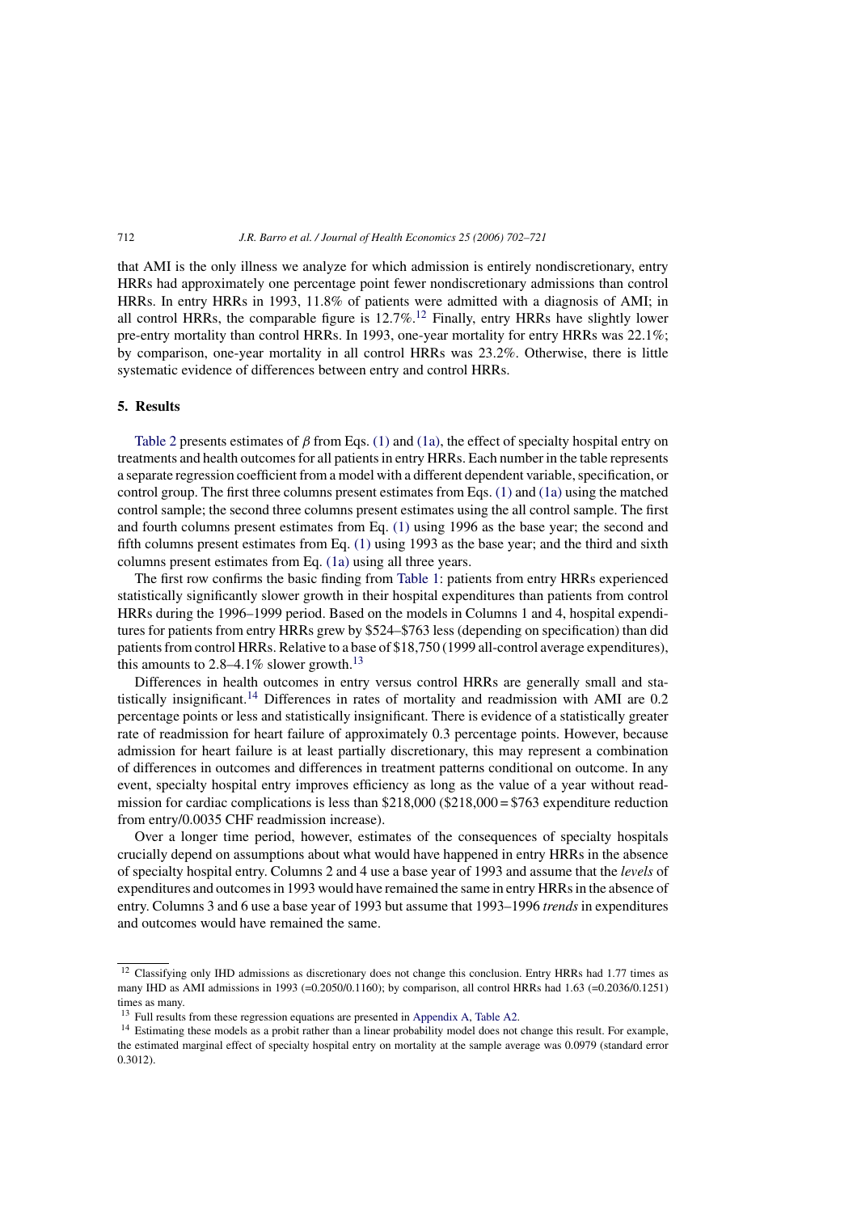that AMI is the only illness we analyze for which admission is entirely nondiscretionary, entry HRRs had approximately one percentage point fewer nondiscretionary admissions than control HRRs. In entry HRRs in 1993, 11.8% of patients were admitted with a diagnosis of AMI; in all control HRRs, the comparable figure is 12.7%.[12] Finally, entry HRRs have slightly lower pre-entry mortality than control HRRs. In 1993, one-year mortality for entry HRRs was 22.1%; by comparison, one-year mortality in all control HRRs was 23.2%. Otherwise, there is little systematic evidence of differences between entry and control HRRs.

## 5. Results

Table 2 presents estimates of $\beta$ from Eqs. (1) and (1a), the effect of specialty hospital entry on treatments and health outcomes for all patients in entry HRRs. Each number in the table represents a separate regression coefficient from a model with a different dependent variable, specification, or control group. The first three columns present estimates from Eqs. (1) and (1a) using the matched control sample; the second three columns present estimates using the all control sample. The first and fourth columns present estimates from Eq. (1) using 1996 as the base year; the second and fifth columns present estimates from Eq. (1) using 1993 as the base year; and the third and sixth columns present estimates from Eq. (1a) using all three years.

The first row confirms the basic finding from Table 1: patients from entry HRRs experienced statistically significantly slower growth in their hospital expenditures than patients from control HRRs during the 1996–1999 period. Based on the models in Columns 1 and 4, hospital expenditures for patients from entry HRRs grew by \$524–\$763 less (depending on specification) than did patients from control HRRs. Relative to a base of \$18,750 (1999 all-control average expenditures), this amounts to 2.8–4.1% slower growth.[13]

Differences in health outcomes in entry versus control HRRs are generally small and statistically insignificant.[14] Differences in rates of mortality and readmission with AMI are 0.2 percentage points or less and statistically insignificant. There is evidence of a statistically greater rate of readmission for heart failure of approximately 0.3 percentage points. However, because admission for heart failure is at least partially discretionary, this may represent a combination of differences in outcomes and differences in treatment patterns conditional on outcome. In any event, specialty hospital entry improves efficiency as long as the value of a year without readmission for cardiac complications is less than \$218,000 (\$218,000 = \$763 expenditure reduction from entry/0.0035 CHF readmission increase).

Over a longer time period, however, estimates of the consequences of specialty hospitals crucially depend on assumptions about what would have happened in entry HRRs in the absence of specialty hospital entry. Columns 2 and 4 use a base year of 1993 and assume that the *levels* of expenditures and outcomes in 1993 would have remained the same in entry HRRs in the absence of entry. Columns 3 and 6 use a base year of 1993 but assume that 1993–1996 *trends* in expenditures and outcomes would have remained the same.

---

[12] Classifying only IHD admissions as discretionary does not change this conclusion. Entry HRRs had 1.77 times as many IHD as AMI admissions in 1993 (=0.2050/0.1160); by comparison, all control HRRs had 1.63 (=0.2036/0.1251) times as many.

[13] Full results from these regression equations are presented in Appendix A, Table A2.

[14] Estimating these models as a probit rather than a linear probability model does not change this result. For example, the estimated marginal effect of specialty hospital entry on mortality at the sample average was 0.0979 (standard error 0.3012).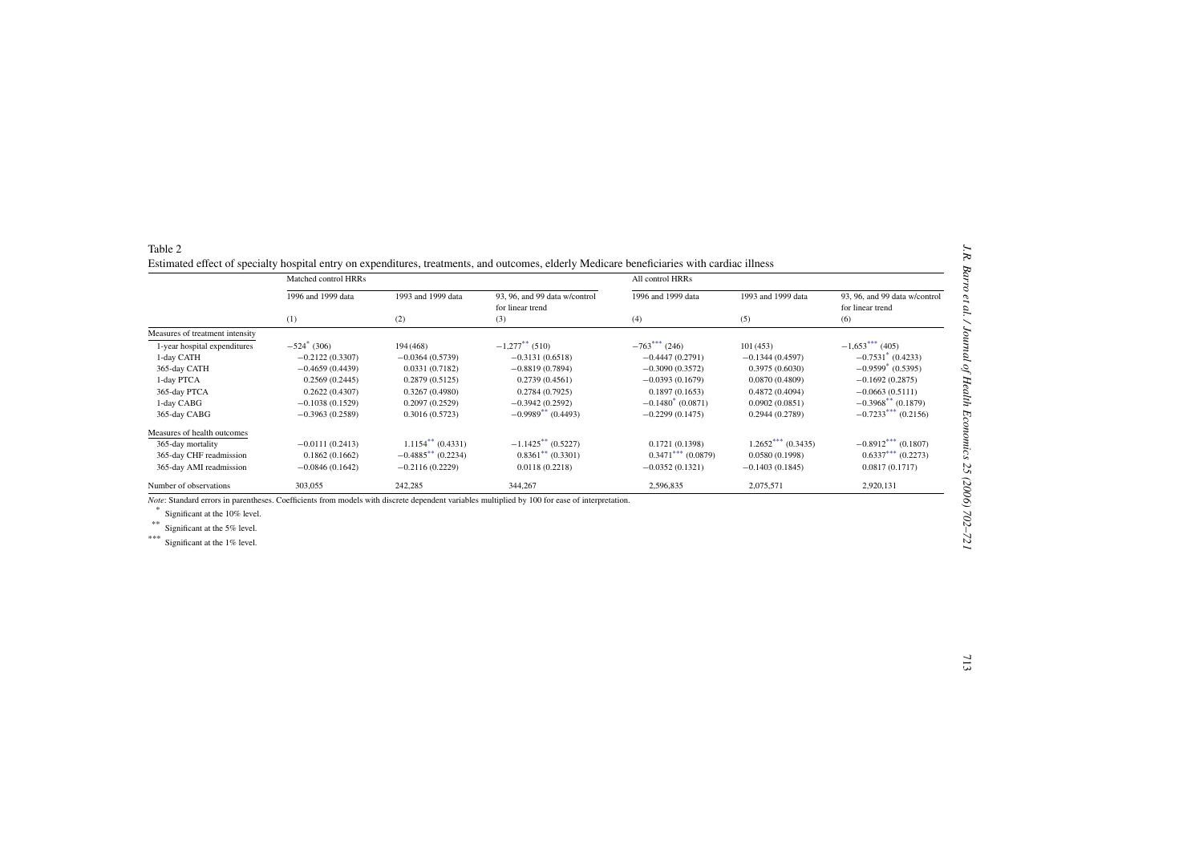Table 2

Estimated effect of specialty hospital entry on expenditures, treatments, and outcomes, elderly Medicare beneficiaries with cardiac illness

| | Matched control HRRs | | | All control HRRs | | |
|---|---|---|---|---|---|---|
| | 1996 and 1999 data | 1993 and 1999 data | 93, 96, and 99 data w/control for linear trend | 1996 and 1999 data | 1993 and 1999 data | 93, 96, and 99 data w/control for linear trend |
| | (1) | (2) | (3) | (4) | (5) | (6) |
| *Measures of treatment intensity* | | | | | | |
| 1-year hospital expenditures | −524* (306) | 194 (468) | −1,277** (510) | −763*** (246) | 101 (453) | −1,653*** (405) |
| 1-day CATH | −0.2122 (0.3307) | −0.0364 (0.5739) | −0.3131 (0.6518) | −0.4447 (0.2791) | −0.1344 (0.4597) | −0.7531* (0.4233) |
| 365-day CATH | −0.4659 (0.4439) | 0.0331 (0.7182) | −0.8819 (0.7894) | −0.3090 (0.3572) | 0.3975 (0.6030) | −0.9599* (0.5395) |
| 1-day PTCA | 0.2569 (0.2445) | 0.2879 (0.5125) | 0.2739 (0.4561) | −0.0393 (0.1679) | 0.0870 (0.4809) | −0.1692 (0.2875) |
| 365-day PTCA | 0.2622 (0.4307) | 0.3267 (0.4980) | 0.2784 (0.7925) | 0.1897 (0.1653) | 0.4872 (0.4094) | −0.0663 (0.5111) |
| 1-day CABG | −0.1038 (0.1529) | 0.2097 (0.2529) | −0.3942 (0.2592) | −0.1480* (0.0871) | 0.0902 (0.0851) | −0.3968** (0.1879) |
| 365-day CABG | −0.3963 (0.2589) | 0.3016 (0.5723) | −0.9989** (0.4493) | −0.2299 (0.1475) | 0.2944 (0.2789) | −0.7233*** (0.2156) |
| *Measures of health outcomes* | | | | | | |
| 365-day mortality | −0.0111 (0.2413) | 1.1154** (0.4331) | −1.1425** (0.5227) | 0.1721 (0.1398) | 1.2652*** (0.3435) | −0.8912*** (0.1807) |
| 365-day CHF readmission | 0.1862 (0.1662) | −0.4885** (0.2234) | 0.8361** (0.3301) | 0.3471*** (0.0879) | 0.0580 (0.1998) | 0.6337*** (0.2273) |
| 365-day AMI readmission | −0.0846 (0.1642) | −0.2116 (0.2229) | 0.0118 (0.2218) | −0.0352 (0.1321) | −0.1403 (0.1845) | 0.0817 (0.1717) |
| Number of observations | 303,055 | 242,285 | 344,267 | 2,596,835 | 2,075,571 | 2,920,131 |

*Note*: Standard errors in parentheses. Coefficients from models with discrete dependent variables multiplied by 100 for ease of interpretation.

\* Significant at the 10% level.

\*\* Significant at the 5% level.

\*\*\* Significant at the 1% level.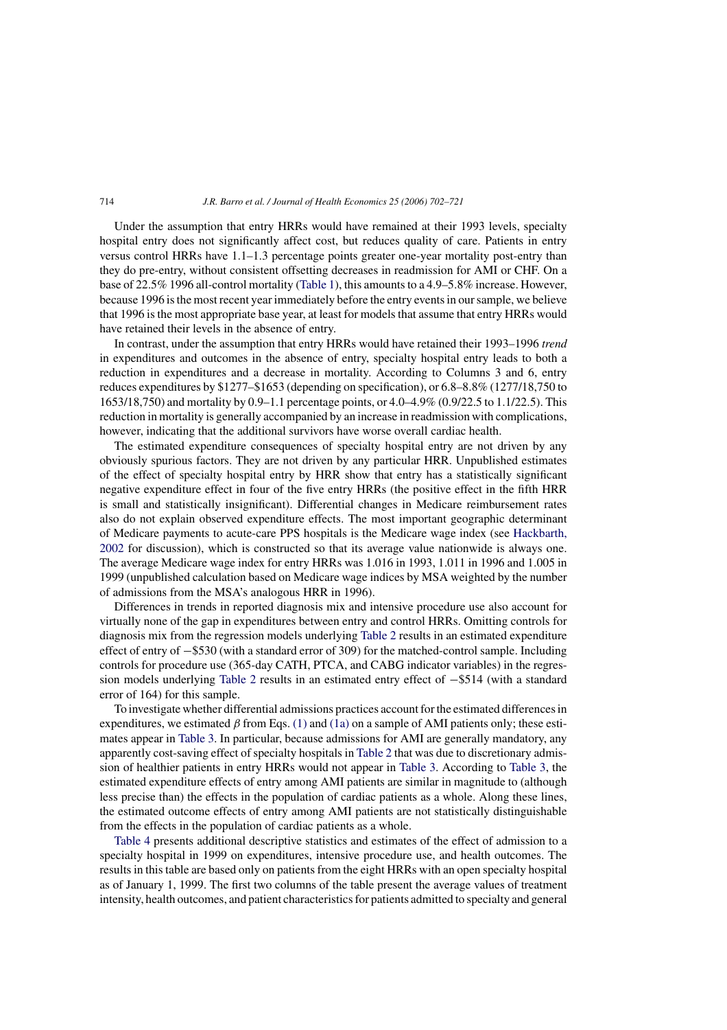Under the assumption that entry HRRs would have remained at their 1993 levels, specialty hospital entry does not significantly affect cost, but reduces quality of care. Patients in entry versus control HRRs have 1.1–1.3 percentage points greater one-year mortality post-entry than they do pre-entry, without consistent offsetting decreases in readmission for AMI or CHF. On a base of 22.5% 1996 all-control mortality (Table 1), this amounts to a 4.9–5.8% increase. However, because 1996 is the most recent year immediately before the entry events in our sample, we believe that 1996 is the most appropriate base year, at least for models that assume that entry HRRs would have retained their levels in the absence of entry.

In contrast, under the assumption that entry HRRs would have retained their 1993–1996 *trend* in expenditures and outcomes in the absence of entry, specialty hospital entry leads to both a reduction in expenditures and a decrease in mortality. According to Columns 3 and 6, entry reduces expenditures by \$1277–\$1653 (depending on specification), or 6.8–8.8% (1277/18,750 to 1653/18,750) and mortality by 0.9–1.1 percentage points, or 4.0–4.9% (0.9/22.5 to 1.1/22.5). This reduction in mortality is generally accompanied by an increase in readmission with complications, however, indicating that the additional survivors have worse overall cardiac health.

The estimated expenditure consequences of specialty hospital entry are not driven by any obviously spurious factors. They are not driven by any particular HRR. Unpublished estimates of the effect of specialty hospital entry by HRR show that entry has a statistically significant negative expenditure effect in four of the five entry HRRs (the positive effect in the fifth HRR is small and statistically insignificant). Differential changes in Medicare reimbursement rates also do not explain observed expenditure effects. The most important geographic determinant of Medicare payments to acute-care PPS hospitals is the Medicare wage index (see Hackbarth, 2002 for discussion), which is constructed so that its average value nationwide is always one. The average Medicare wage index for entry HRRs was 1.016 in 1993, 1.011 in 1996 and 1.005 in 1999 (unpublished calculation based on Medicare wage indices by MSA weighted by the number of admissions from the MSA's analogous HRR in 1996).

Differences in trends in reported diagnosis mix and intensive procedure use also account for virtually none of the gap in expenditures between entry and control HRRs. Omitting controls for diagnosis mix from the regression models underlying Table 2 results in an estimated expenditure effect of entry of −\$530 (with a standard error of 309) for the matched-control sample. Including controls for procedure use (365-day CATH, PTCA, and CABG indicator variables) in the regression models underlying Table 2 results in an estimated entry effect of −\$514 (with a standard error of 164) for this sample.

To investigate whether differential admissions practices account for the estimated differences in expenditures, we estimated $\beta$ from Eqs. (1) and (1a) on a sample of AMI patients only; these estimates appear in Table 3. In particular, because admissions for AMI are generally mandatory, any apparently cost-saving effect of specialty hospitals in Table 2 that was due to discretionary admission of healthier patients in entry HRRs would not appear in Table 3. According to Table 3, the estimated expenditure effects of entry among AMI patients are similar in magnitude to (although less precise than) the effects in the population of cardiac patients as a whole. Along these lines, the estimated outcome effects of entry among AMI patients are not statistically distinguishable from the effects in the population of cardiac patients as a whole.

Table 4 presents additional descriptive statistics and estimates of the effect of admission to a specialty hospital in 1999 on expenditures, intensive procedure use, and health outcomes. The results in this table are based only on patients from the eight HRRs with an open specialty hospital as of January 1, 1999. The first two columns of the table present the average values of treatment intensity, health outcomes, and patient characteristics for patients admitted to specialty and general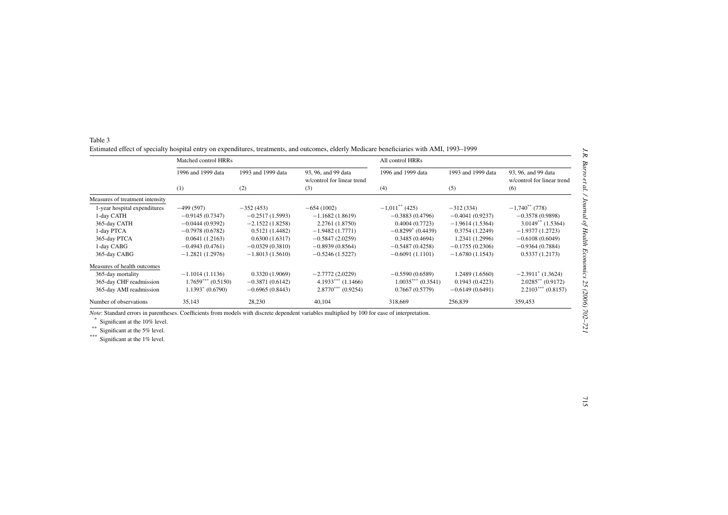Table 3

Estimated effect of specialty hospital entry on expenditures, treatments, and outcomes, elderly Medicare beneficiaries with AMI, 1993–1999

| | Matched control HRRs | | | All control HRRs | | |
|---|---|---|---|---|---|---|
| | 1996 and 1999 data | 1993 and 1999 data | 93, 96, and 99 data w/control for linear trend | 1996 and 1999 data | 1993 and 1999 data | 93, 96, and 99 data w/control for linear trend |
| | (1) | (2) | (3) | (4) | (5) | (6) |
| Measures of treatment intensity | | | | | | |
| 1-year hospital expenditures | −499 (597) | −352 (453) | −654 (1002) | −1,011** (425) | −312 (334) | −1,740** (778) |
| 1-day CATH | −0.9145 (0.7347) | −0.2517 (1.5993) | −1.1682 (1.8619) | −0.3883 (0.4796) | −0.4041 (0.9237) | −0.3578 (0.9898) |
| 365-day CATH | −0.0444 (0.9392) | −2.1522 (1.8258) | 2.2761 (1.8750) | 0.4004 (0.7723) | −1.9614 (1.5364) | 3.0149** (1.5364) |
| 1-day PTCA | −0.7978 (0.6782) | 0.5121 (1.4482) | −1.9482 (1.7771) | −0.8299* (0.4439) | 0.3754 (1.2249) | −1.9377 (1.2723) |
| 365-day PTCA | 0.0641 (1.2163) | 0.6300 (1.6317) | −0.5847 (2.0259) | 0.3485 (0.4694) | 1.2341 (1.2996) | −0.6108 (0.6049) |
| 1-day CABG | −0.4943 (0.4761) | −0.0329 (0.3810) | −0.8939 (0.8564) | −0.5487 (0.4258) | −0.1755 (0.2306) | −0.9364 (0.7884) |
| 365-day CABG | −1.2821 (1.2976) | −1.8013 (1.5610) | −0.5246 (1.5227) | −0.6091 (1.1101) | −1.6780 (1.1543) | 0.5337 (1.2173) |
| Measures of health outcomes | | | | | | |
| 365-day mortality | −1.1014 (1.1136) | 0.3320 (1.9069) | −2.7772 (2.0229) | −0.5590 (0.6589) | 1.2489 (1.6560) | −2.3911* (1.3624) |
| 365-day CHF readmission | 1.7659*** (0.5150) | −0.3871 (0.6142) | 4.1933*** (1.1466) | 1.0035*** (0.3541) | 0.1943 (0.4223) | 2.0285** (0.9172) |
| 365-day AMI readmission | 1.1393* (0.6790) | −0.6965 (0.8443) | 2.8770*** (0.9254) | 0.7667 (0.5779) | −0.6149 (0.6491) | 2.2103*** (0.8157) |
| Number of observations | 35,143 | 28,230 | 40,104 | 318,669 | 256,839 | 359,453 |

*Note*: Standard errors in parentheses. Coefficients from models with discrete dependent variables multiplied by 100 for ease of interpretation.

\* Significant at the 10% level.

\*\* Significant at the 5% level.

\*\*\* Significant at the 1% level.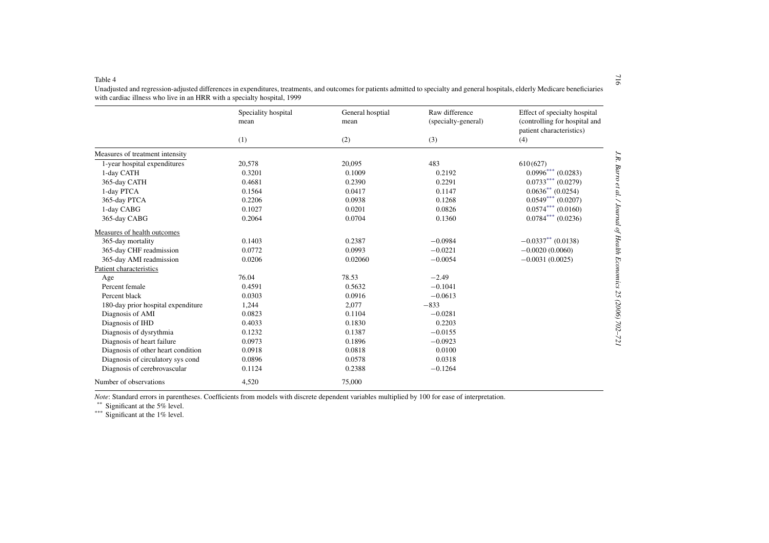Table 4

Unadjusted and regression-adjusted differences in expenditures, treatments, and outcomes for patients admitted to specialty and general hospitals, elderly Medicare beneficiaries with cardiac illness who live in an HRR with a specialty hospital, 1999

| | Speciality hospital mean | General hosptial mean | Raw difference (specialty-general) | Effect of specialty hospital (controlling for hospital and patient characteristics) |
|---|---|---|---|---|
| | (1) | (2) | (3) | (4) |
| Measures of treatment intensity | | | | |
| 1-year hospital expenditures | 20,578 | 20,095 | 483 | 610 (627) |
| 1-day CATH | 0.3201 | 0.1009 | 0.2192 | 0.0996*** (0.0283) |
| 365-day CATH | 0.4681 | 0.2390 | 0.2291 | 0.0733*** (0.0279) |
| 1-day PTCA | 0.1564 | 0.0417 | 0.1147 | 0.0636** (0.0254) |
| 365-day PTCA | 0.2206 | 0.0938 | 0.1268 | 0.0549*** (0.0207) |
| 1-day CABG | 0.1027 | 0.0201 | 0.0826 | 0.0574*** (0.0160) |
| 365-day CABG | 0.2064 | 0.0704 | 0.1360 | 0.0784*** (0.0236) |
| Measures of health outcomes | | | | |
| 365-day mortality | 0.1403 | 0.2387 | −0.0984 | −0.0337** (0.0138) |
| 365-day CHF readmission | 0.0772 | 0.0993 | −0.0221 | −0.0020 (0.0060) |
| 365-day AMI readmission | 0.0206 | 0.02060 | −0.0054 | −0.0031 (0.0025) |
| Patient characteristics | | | | |
| Age | 76.04 | 78.53 | −2.49 | |
| Percent female | 0.4591 | 0.5632 | −0.1041 | |
| Percent black | 0.0303 | 0.0916 | −0.0613 | |
| 180-day prior hospital expenditure | 1,244 | 2,077 | −833 | |
| Diagnosis of AMI | 0.0823 | 0.1104 | −0.0281 | |
| Diagnosis of IHD | 0.4033 | 0.1830 | 0.2203 | |
| Diagnosis of dysrythmia | 0.1232 | 0.1387 | −0.0155 | |
| Diagnosis of heart failure | 0.0973 | 0.1896 | −0.0923 | |
| Diagnosis of other heart condition | 0.0918 | 0.0818 | 0.0100 | |
| Diagnosis of circulatory sys cond | 0.0896 | 0.0578 | 0.0318 | |
| Diagnosis of cerebrovascular | 0.1124 | 0.2388 | −0.1264 | |
| Number of observations | 4,520 | 75,000 | | |

*Note*: Standard errors in parentheses. Coefficients from models with discrete dependent variables multiplied by 100 for ease of interpretation.

** Significant at the 5% level.

*** Significant at the 1% level.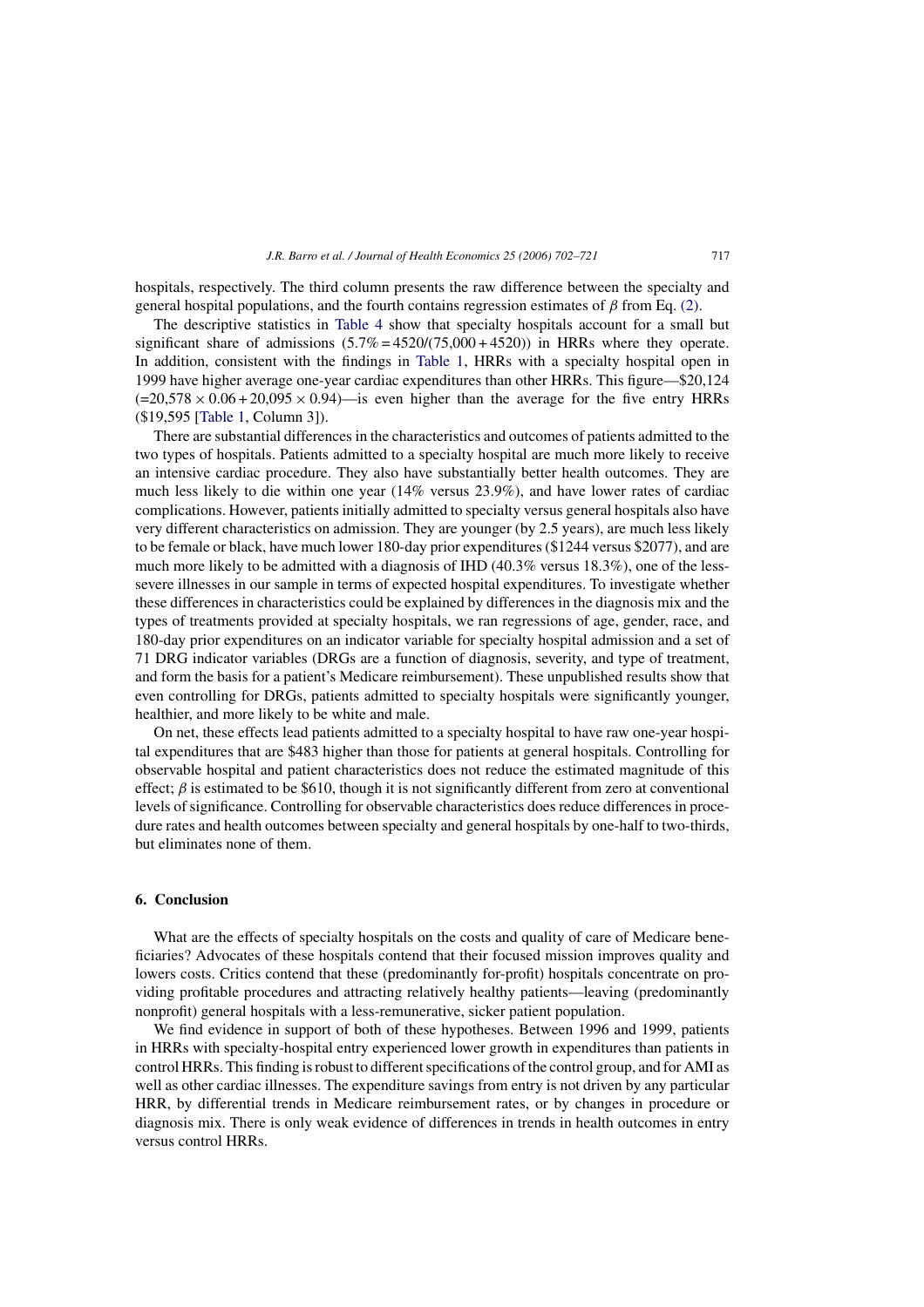hospitals, respectively. The third column presents the raw difference between the specialty and general hospital populations, and the fourth contains regression estimates of $\beta$ from Eq. (2).

The descriptive statistics in Table 4 show that specialty hospitals account for a small but significant share of admissions ($5.7\% = 4520/(75{,}000 + 4520)$) in HRRs where they operate. In addition, consistent with the findings in Table 1, HRRs with a specialty hospital open in 1999 have higher average one-year cardiac expenditures than other HRRs. This figure—\$20,124 ($=20{,}578 \times 0.06 + 20{,}095 \times 0.94$)—is even higher than the average for the five entry HRRs (\$19,595 [Table 1, Column 3]).

There are substantial differences in the characteristics and outcomes of patients admitted to the two types of hospitals. Patients admitted to a specialty hospital are much more likely to receive an intensive cardiac procedure. They also have substantially better health outcomes. They are much less likely to die within one year (14% versus 23.9%), and have lower rates of cardiac complications. However, patients initially admitted to specialty versus general hospitals also have very different characteristics on admission. They are younger (by 2.5 years), are much less likely to be female or black, have much lower 180-day prior expenditures (\$1244 versus \$2077), and are much more likely to be admitted with a diagnosis of IHD (40.3% versus 18.3%), one of the less-severe illnesses in our sample in terms of expected hospital expenditures. To investigate whether these differences in characteristics could be explained by differences in the diagnosis mix and the types of treatments provided at specialty hospitals, we ran regressions of age, gender, race, and 180-day prior expenditures on an indicator variable for specialty hospital admission and a set of 71 DRG indicator variables (DRGs are a function of diagnosis, severity, and type of treatment, and form the basis for a patient's Medicare reimbursement). These unpublished results show that even controlling for DRGs, patients admitted to specialty hospitals were significantly younger, healthier, and more likely to be white and male.

On net, these effects lead patients admitted to a specialty hospital to have raw one-year hospital expenditures that are \$483 higher than those for patients at general hospitals. Controlling for observable hospital and patient characteristics does not reduce the estimated magnitude of this effect; $\beta$ is estimated to be \$610, though it is not significantly different from zero at conventional levels of significance. Controlling for observable characteristics does reduce differences in procedure rates and health outcomes between specialty and general hospitals by one-half to two-thirds, but eliminates none of them.

## 6. Conclusion

What are the effects of specialty hospitals on the costs and quality of care of Medicare beneficiaries? Advocates of these hospitals contend that their focused mission improves quality and lowers costs. Critics contend that these (predominantly for-profit) hospitals concentrate on providing profitable procedures and attracting relatively healthy patients—leaving (predominantly nonprofit) general hospitals with a less-remunerative, sicker patient population.

We find evidence in support of both of these hypotheses. Between 1996 and 1999, patients in HRRs with specialty-hospital entry experienced lower growth in expenditures than patients in control HRRs. This finding is robust to different specifications of the control group, and for AMI as well as other cardiac illnesses. The expenditure savings from entry is not driven by any particular HRR, by differential trends in Medicare reimbursement rates, or by changes in procedure or diagnosis mix. There is only weak evidence of differences in trends in health outcomes in entry versus control HRRs.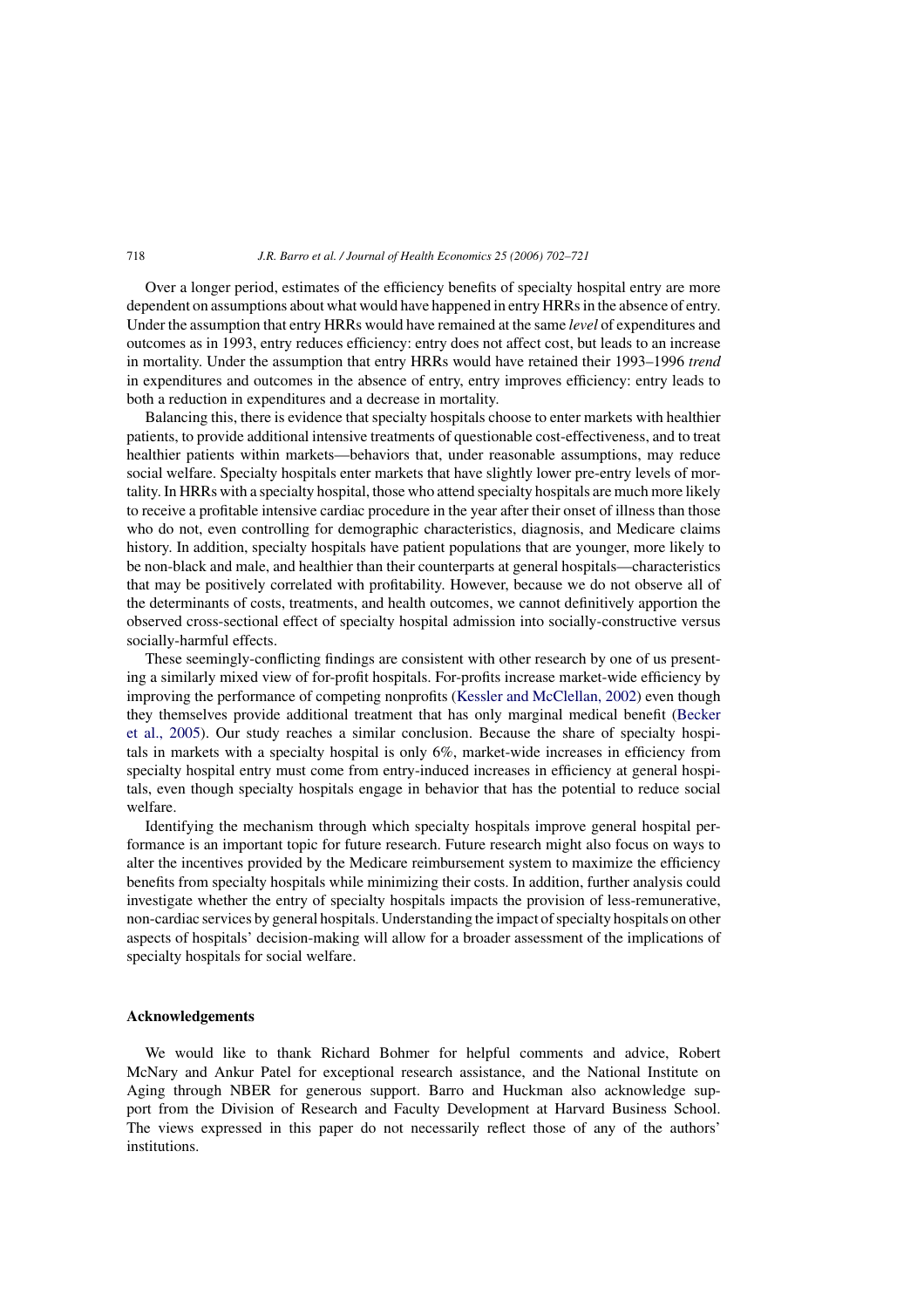Over a longer period, estimates of the efficiency benefits of specialty hospital entry are more dependent on assumptions about what would have happened in entry HRRs in the absence of entry. Under the assumption that entry HRRs would have remained at the same *level* of expenditures and outcomes as in 1993, entry reduces efficiency: entry does not affect cost, but leads to an increase in mortality. Under the assumption that entry HRRs would have retained their 1993–1996 *trend* in expenditures and outcomes in the absence of entry, entry improves efficiency: entry leads to both a reduction in expenditures and a decrease in mortality.

Balancing this, there is evidence that specialty hospitals choose to enter markets with healthier patients, to provide additional intensive treatments of questionable cost-effectiveness, and to treat healthier patients within markets—behaviors that, under reasonable assumptions, may reduce social welfare. Specialty hospitals enter markets that have slightly lower pre-entry levels of mortality. In HRRs with a specialty hospital, those who attend specialty hospitals are much more likely to receive a profitable intensive cardiac procedure in the year after their onset of illness than those who do not, even controlling for demographic characteristics, diagnosis, and Medicare claims history. In addition, specialty hospitals have patient populations that are younger, more likely to be non-black and male, and healthier than their counterparts at general hospitals—characteristics that may be positively correlated with profitability. However, because we do not observe all of the determinants of costs, treatments, and health outcomes, we cannot definitively apportion the observed cross-sectional effect of specialty hospital admission into socially-constructive versus socially-harmful effects.

These seemingly-conflicting findings are consistent with other research by one of us presenting a similarly mixed view of for-profit hospitals. For-profits increase market-wide efficiency by improving the performance of competing nonprofits (Kessler and McClellan, 2002) even though they themselves provide additional treatment that has only marginal medical benefit (Becker et al., 2005). Our study reaches a similar conclusion. Because the share of specialty hospitals in markets with a specialty hospital is only 6%, market-wide increases in efficiency from specialty hospital entry must come from entry-induced increases in efficiency at general hospitals, even though specialty hospitals engage in behavior that has the potential to reduce social welfare.

Identifying the mechanism through which specialty hospitals improve general hospital performance is an important topic for future research. Future research might also focus on ways to alter the incentives provided by the Medicare reimbursement system to maximize the efficiency benefits from specialty hospitals while minimizing their costs. In addition, further analysis could investigate whether the entry of specialty hospitals impacts the provision of less-remunerative, non-cardiac services by general hospitals. Understanding the impact of specialty hospitals on other aspects of hospitals' decision-making will allow for a broader assessment of the implications of specialty hospitals for social welfare.

## Acknowledgements

We would like to thank Richard Bohmer for helpful comments and advice, Robert McNary and Ankur Patel for exceptional research assistance, and the National Institute on Aging through NBER for generous support. Barro and Huckman also acknowledge support from the Division of Research and Faculty Development at Harvard Business School. The views expressed in this paper do not necessarily reflect those of any of the authors' institutions.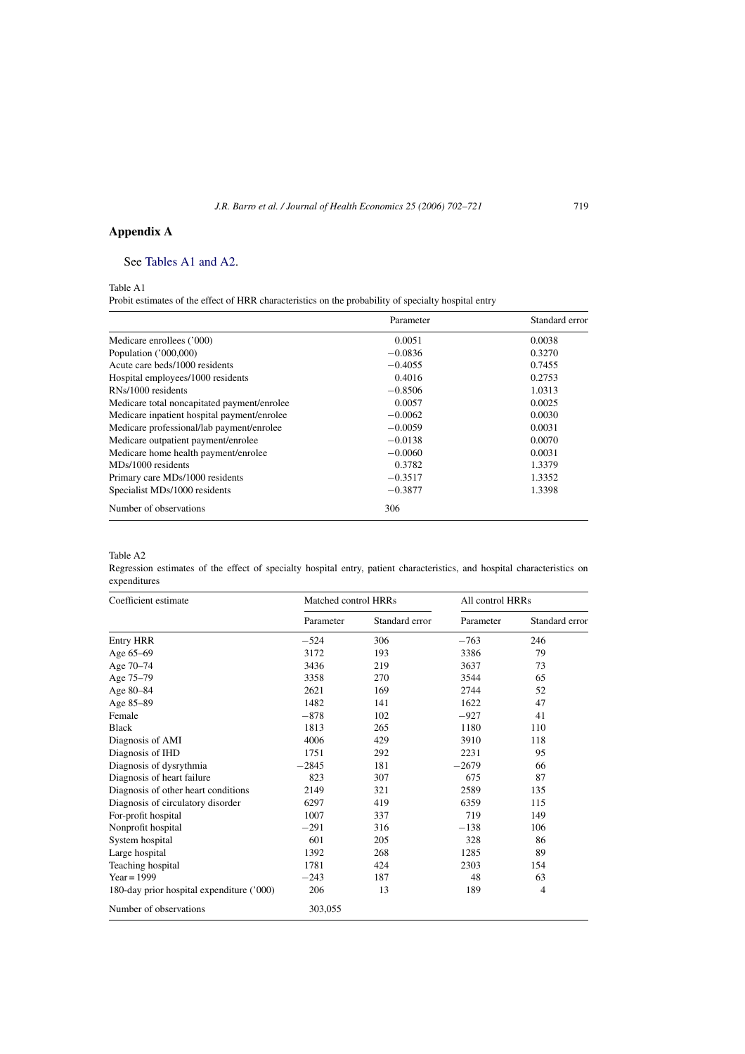## Appendix A

See Tables A1 and A2.

Table A1
Probit estimates of the effect of HRR characteristics on the probability of specialty hospital entry

| | Parameter | Standard error |
|---|---|---|
| Medicare enrollees ('000) | 0.0051 | 0.0038 |
| Population ('000,000) | −0.0836 | 0.3270 |
| Acute care beds/1000 residents | −0.4055 | 0.7455 |
| Hospital employees/1000 residents | 0.4016 | 0.2753 |
| RNs/1000 residents | −0.8506 | 1.0313 |
| Medicare total noncapitated payment/enrolee | 0.0057 | 0.0025 |
| Medicare inpatient hospital payment/enrolee | −0.0062 | 0.0030 |
| Medicare professional/lab payment/enrolee | −0.0059 | 0.0031 |
| Medicare outpatient payment/enrolee | −0.0138 | 0.0070 |
| Medicare home health payment/enrolee | −0.0060 | 0.0031 |
| MDs/1000 residents | 0.3782 | 1.3379 |
| Primary care MDs/1000 residents | −0.3517 | 1.3352 |
| Specialist MDs/1000 residents | −0.3877 | 1.3398 |
| Number of observations | 306 | |

Table A2
Regression estimates of the effect of specialty hospital entry, patient characteristics, and hospital characteristics on expenditures

| Coefficient estimate | Matched control HRRs | | All control HRRs | |
|---|---|---|---|---|
| | Parameter | Standard error | Parameter | Standard error |
| Entry HRR | −524 | 306 | −763 | 246 |
| Age 65–69 | 3172 | 193 | 3386 | 79 |
| Age 70–74 | 3436 | 219 | 3637 | 73 |
| Age 75–79 | 3358 | 270 | 3544 | 65 |
| Age 80–84 | 2621 | 169 | 2744 | 52 |
| Age 85–89 | 1482 | 141 | 1622 | 47 |
| Female | −878 | 102 | −927 | 41 |
| Black | 1813 | 265 | 1180 | 110 |
| Diagnosis of AMI | 4006 | 429 | 3910 | 118 |
| Diagnosis of IHD | 1751 | 292 | 2231 | 95 |
| Diagnosis of dysrythmia | −2845 | 181 | −2679 | 66 |
| Diagnosis of heart failure | 823 | 307 | 675 | 87 |
| Diagnosis of other heart conditions | 2149 | 321 | 2589 | 135 |
| Diagnosis of circulatory disorder | 6297 | 419 | 6359 | 115 |
| For-profit hospital | 1007 | 337 | 719 | 149 |
| Nonprofit hospital | −291 | 316 | −138 | 106 |
| System hospital | 601 | 205 | 328 | 86 |
| Large hospital | 1392 | 268 | 1285 | 89 |
| Teaching hospital | 1781 | 424 | 2303 | 154 |
| Year = 1999 | −243 | 187 | 48 | 63 |
| 180-day prior hospital expenditure ('000) | 206 | 13 | 189 | 4 |
| Number of observations | 303,055 | | | |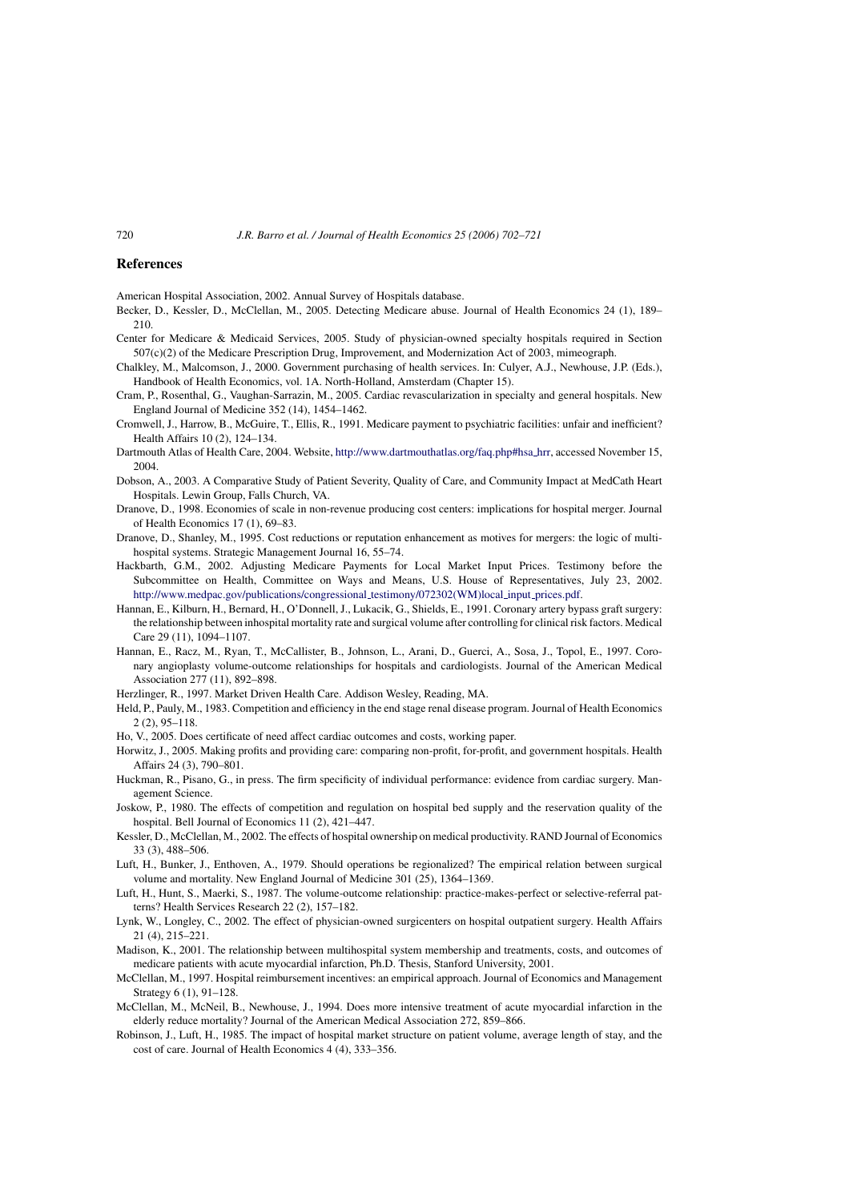## References

American Hospital Association, 2002. Annual Survey of Hospitals database.

Becker, D., Kessler, D., McClellan, M., 2005. Detecting Medicare abuse. Journal of Health Economics 24 (1), 189–210.

Center for Medicare & Medicaid Services, 2005. Study of physician-owned specialty hospitals required in Section 507(c)(2) of the Medicare Prescription Drug, Improvement, and Modernization Act of 2003, mimeograph.

Chalkley, M., Malcomson, J., 2000. Government purchasing of health services. In: Culyer, A.J., Newhouse, J.P. (Eds.), Handbook of Health Economics, vol. 1A. North-Holland, Amsterdam (Chapter 15).

Cram, P., Rosenthal, G., Vaughan-Sarrazin, M., 2005. Cardiac revascularization in specialty and general hospitals. New England Journal of Medicine 352 (14), 1454–1462.

Cromwell, J., Harrow, B., McGuire, T., Ellis, R., 1991. Medicare payment to psychiatric facilities: unfair and inefficient? Health Affairs 10 (2), 124–134.

Dartmouth Atlas of Health Care, 2004. Website, http://www.dartmouthatlas.org/faq.php#hsa_hrr, accessed November 15, 2004.

Dobson, A., 2003. A Comparative Study of Patient Severity, Quality of Care, and Community Impact at MedCath Heart Hospitals. Lewin Group, Falls Church, VA.

Dranove, D., 1998. Economies of scale in non-revenue producing cost centers: implications for hospital merger. Journal of Health Economics 17 (1), 69–83.

Dranove, D., Shanley, M., 1995. Cost reductions or reputation enhancement as motives for mergers: the logic of multi-hospital systems. Strategic Management Journal 16, 55–74.

Hackbarth, G.M., 2002. Adjusting Medicare Payments for Local Market Input Prices. Testimony before the Subcommittee on Health, Committee on Ways and Means, U.S. House of Representatives, July 23, 2002. http://www.medpac.gov/publications/congressional_testimony/072302(WM)local_input_prices.pdf.

Hannan, E., Kilburn, H., Bernard, H., O'Donnell, J., Lukacik, G., Shields, E., 1991. Coronary artery bypass graft surgery: the relationship between inhospital mortality rate and surgical volume after controlling for clinical risk factors. Medical Care 29 (11), 1094–1107.

Hannan, E., Racz, M., Ryan, T., McCallister, B., Johnson, L., Arani, D., Guerci, A., Sosa, J., Topol, E., 1997. Coronary angioplasty volume-outcome relationships for hospitals and cardiologists. Journal of the American Medical Association 277 (11), 892–898.

Herzlinger, R., 1997. Market Driven Health Care. Addison Wesley, Reading, MA.

Held, P., Pauly, M., 1983. Competition and efficiency in the end stage renal disease program. Journal of Health Economics 2 (2), 95–118.

Ho, V., 2005. Does certificate of need affect cardiac outcomes and costs, working paper.

Horwitz, J., 2005. Making profits and providing care: comparing non-profit, for-profit, and government hospitals. Health Affairs 24 (3), 790–801.

Huckman, R., Pisano, G., in press. The firm specificity of individual performance: evidence from cardiac surgery. Management Science.

Joskow, P., 1980. The effects of competition and regulation on hospital bed supply and the reservation quality of the hospital. Bell Journal of Economics 11 (2), 421–447.

Kessler, D., McClellan, M., 2002. The effects of hospital ownership on medical productivity. RAND Journal of Economics 33 (3), 488–506.

Luft, H., Bunker, J., Enthoven, A., 1979. Should operations be regionalized? The empirical relation between surgical volume and mortality. New England Journal of Medicine 301 (25), 1364–1369.

Luft, H., Hunt, S., Maerki, S., 1987. The volume-outcome relationship: practice-makes-perfect or selective-referral patterns? Health Services Research 22 (2), 157–182.

Lynk, W., Longley, C., 2002. The effect of physician-owned surgicenters on hospital outpatient surgery. Health Affairs 21 (4), 215–221.

Madison, K., 2001. The relationship between multihospital system membership and treatments, costs, and outcomes of medicare patients with acute myocardial infarction, Ph.D. Thesis, Stanford University, 2001.

McClellan, M., 1997. Hospital reimbursement incentives: an empirical approach. Journal of Economics and Management Strategy 6 (1), 91–128.

McClellan, M., McNeil, B., Newhouse, J., 1994. Does more intensive treatment of acute myocardial infarction in the elderly reduce mortality? Journal of the American Medical Association 272, 859–866.

Robinson, J., Luft, H., 1985. The impact of hospital market structure on patient volume, average length of stay, and the cost of care. Journal of Health Economics 4 (4), 333–356.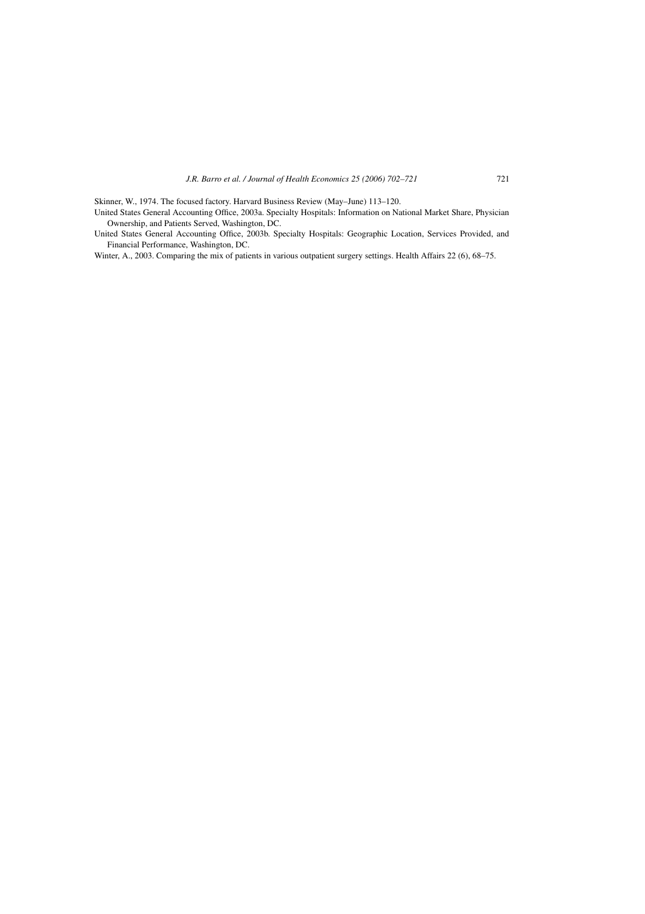Skinner, W., 1974. The focused factory. Harvard Business Review (May–June) 113–120.

United States General Accounting Office, 2003a. Specialty Hospitals: Information on National Market Share, Physician Ownership, and Patients Served, Washington, DC.

United States General Accounting Office, 2003b. Specialty Hospitals: Geographic Location, Services Provided, and Financial Performance, Washington, DC.

Winter, A., 2003. Comparing the mix of patients in various outpatient surgery settings. Health Affairs 22 (6), 68–75.